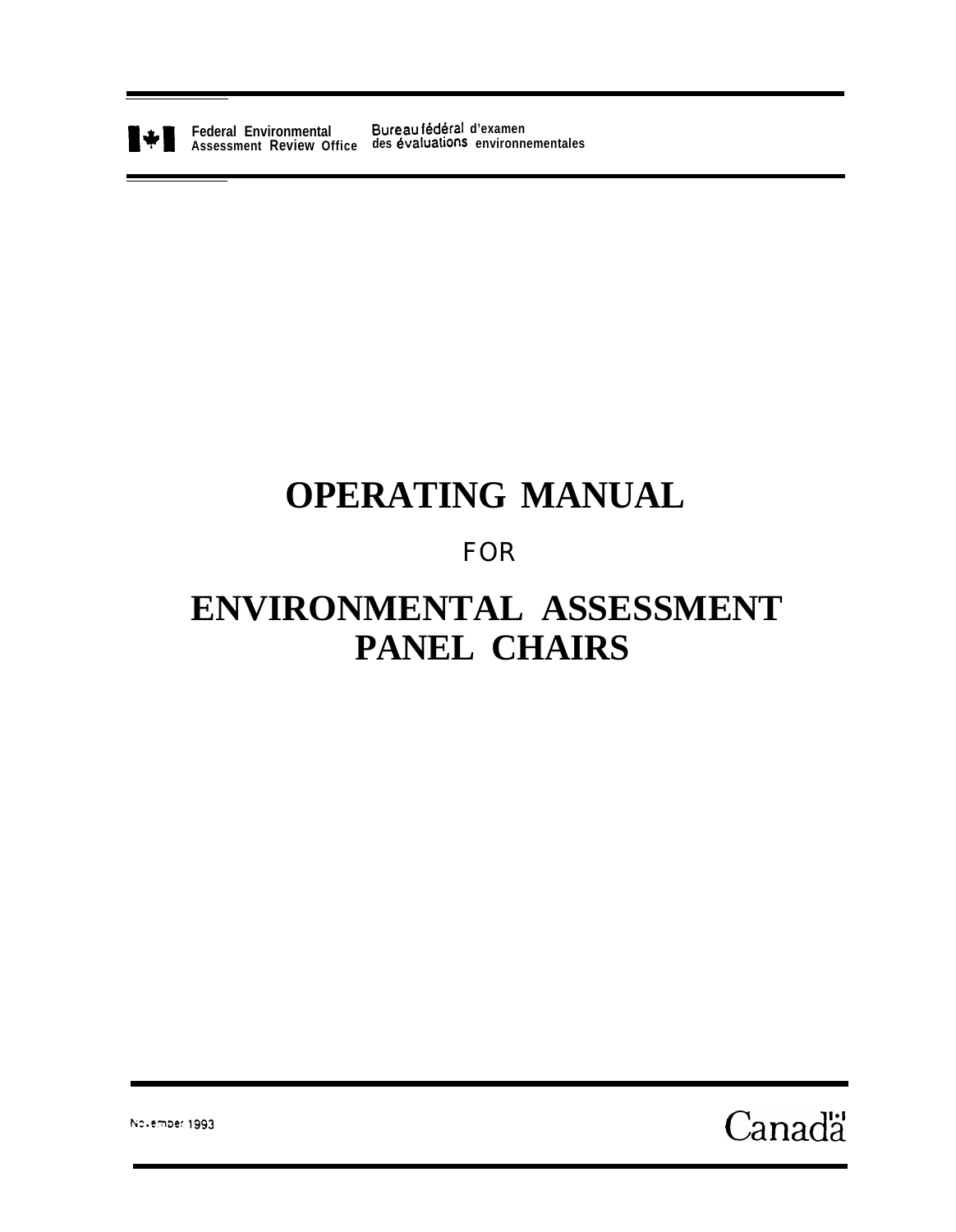Federal Environmental Assessment Review Office

Bureau fédéral d'examen des évaluations environnementales

# OPERATING MANUAL

FOR

# ENVIRONMENTAL ASSESSMENT PANEL CHAIRS

November 1993

Canada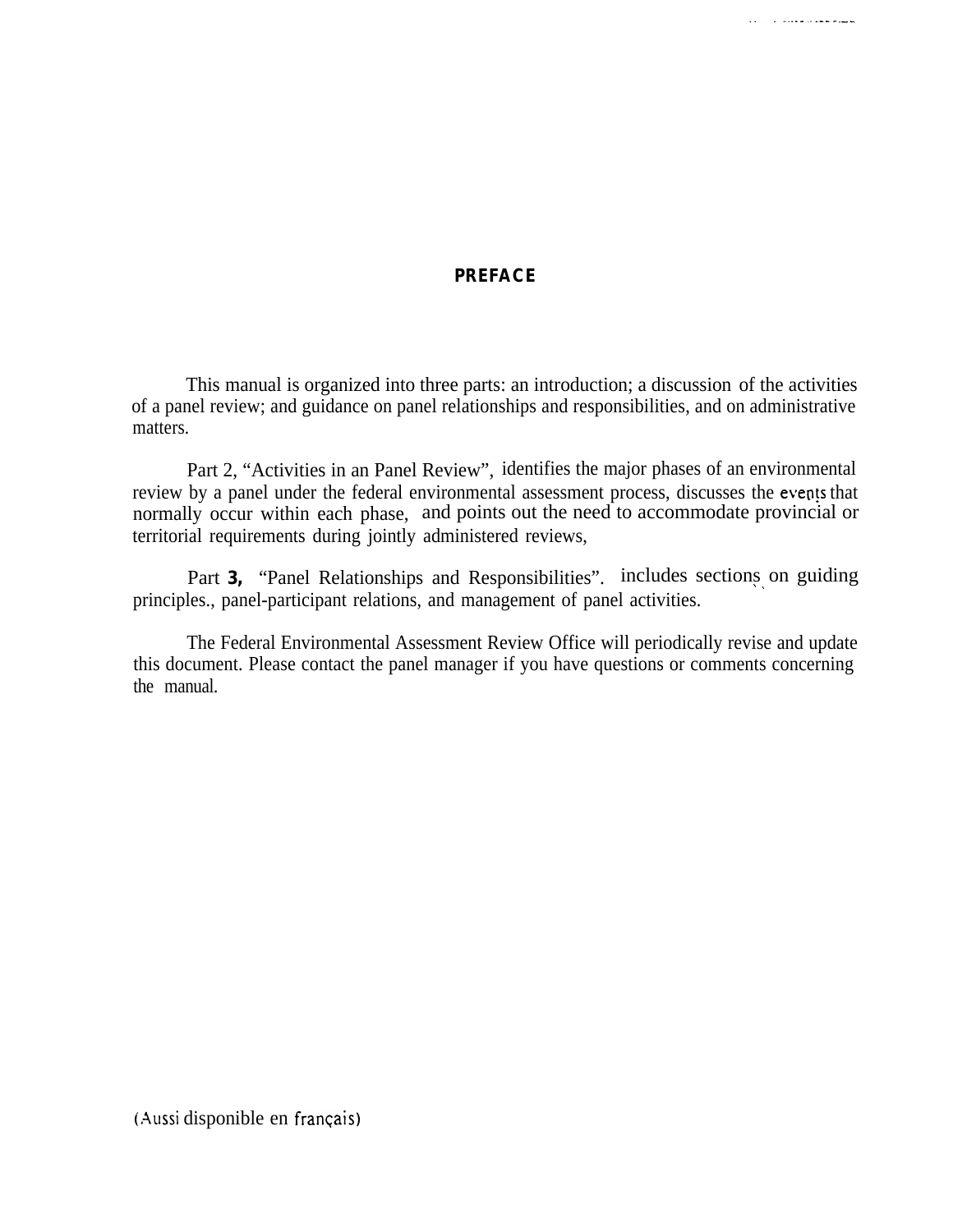# PREFACE

This manual is organized into three parts: an introduction; a discussion of the activities of a panel review; and guidance on panel relationships and responsibilities, and on administrative matters.

Part 2, "Activities in an Panel Review", identifies the major phases of an environmental review by a panel under the federal environmental assessment process, discusses the events that normally occur within each phase, and points out the need to accommodate provincial or territorial requirements during jointly administered reviews,

Part **3,** "Panel Relationships and Responsibilities". includes sections on guiding principles., panel-participant relations, and management of panel activities.

The Federal Environmental Assessment Review Office will periodically revise and update this document. Please contact the panel manager if you have questions or comments concerning the manual.

(Aussi disponible en français)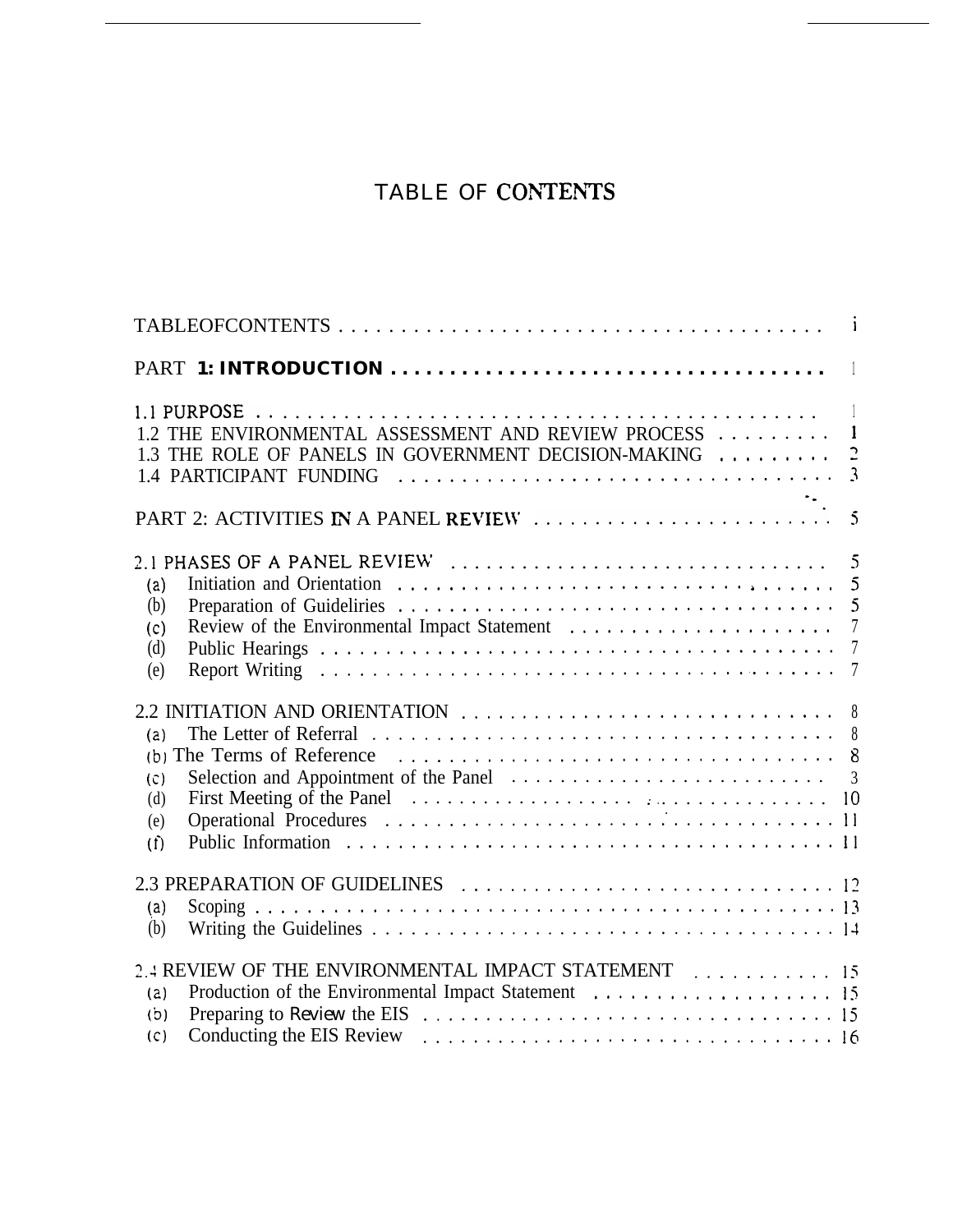# TABLE OF CONTENTS

| | |
|---|---|
| TABLEOFCONTENTS | i |
| PART **1: INTRODUCTION** | 1 |
| 1.1 PURPOSE | 1 |
| 1.2 THE ENVIRONMENTAL ASSESSMENT AND REVIEW PROCESS | 1 |
| 1.3 THE ROLE OF PANELS IN GOVERNMENT DECISION-MAKING | 2 |
| 1.4 PARTICIPANT FUNDING | 3 |
| PART 2: ACTIVITIES IN A PANEL REVIEW | 5 |
| 2.1 PHASES OF A PANEL REVIEW | 5 |
| (a) Initiation and Orientation | 5 |
| (b) Preparation of Guidelines | 5 |
| (c) Review of the Environmental Impact Statement | 7 |
| (d) Public Hearings | 7 |
| (e) Report Writing | 7 |
| 2.2 INITIATION AND ORIENTATION | 8 |
| (a) The Letter of Referral | 8 |
| (b) The Terms of Reference | 8 |
| (c) Selection and Appointment of the Panel | 3 |
| (d) First Meeting of the Panel | 10 |
| (e) Operational Procedures | 11 |
| (f) Public Information | 11 |
| 2.3 PREPARATION OF GUIDELINES | 12 |
| (a) Scoping | 13 |
| (b) Writing the Guidelines | 14 |
| 2.4 REVIEW OF THE ENVIRONMENTAL IMPACT STATEMENT | 15 |
| (a) Production of the Environmental Impact Statement | 15 |
| (b) Preparing to Review the EIS | 15 |
| (c) Conducting the EIS Review | 16 |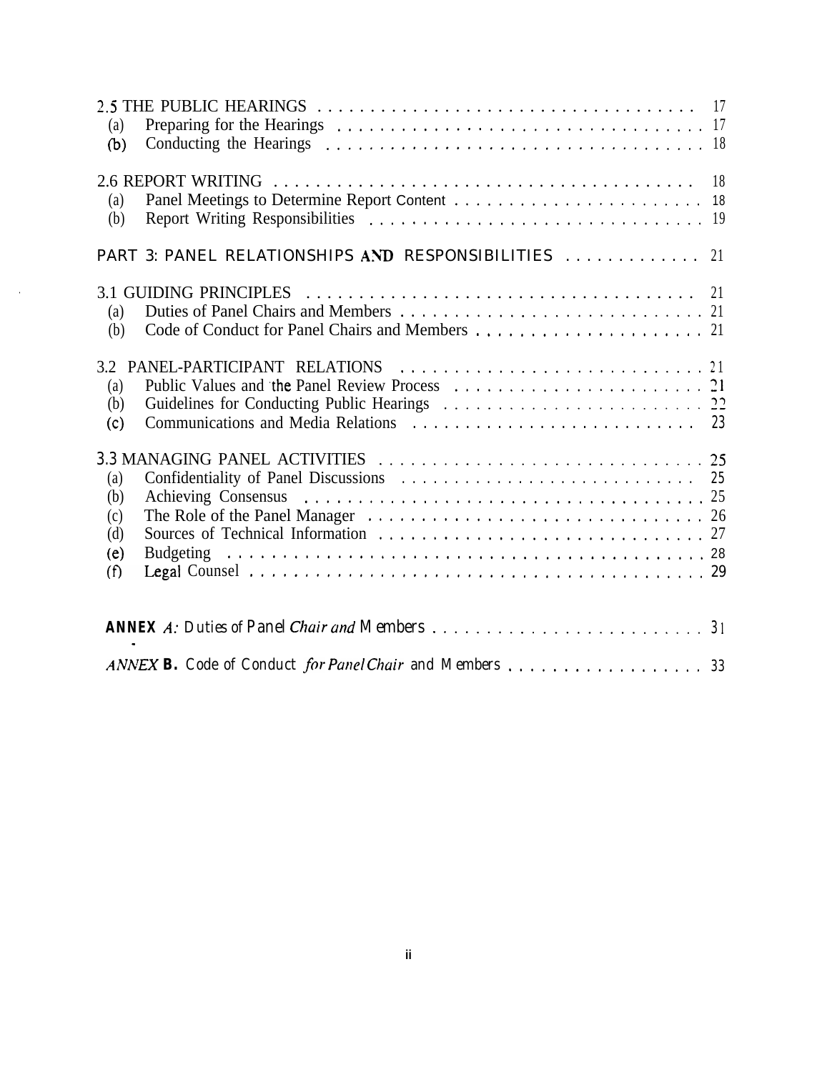2.5 THE PUBLIC HEARINGS . . . . . . . . . . . . . . . . . . . . . . . . . . . . . . . . . . . . . 17
(a) Preparing for the Hearings . . . . . . . . . . . . . . . . . . . . . . . . . . . . . . . . . . 17
(b) Conducting the Hearings . . . . . . . . . . . . . . . . . . . . . . . . . . . . . . . . . . . 18

2.6 REPORT WRITING . . . . . . . . . . . . . . . . . . . . . . . . . . . . . . . . . . . . . . . . 18
(a) Panel Meetings to Determine Report Content . . . . . . . . . . . . . . . . . . . . . . . 18
(b) Report Writing Responsibilities . . . . . . . . . . . . . . . . . . . . . . . . . . . . . . . 19

PART 3: PANEL RELATIONSHIPS AND RESPONSIBILITIES . . . . . . . . . . . . . 21

3.1 GUIDING PRINCIPLES . . . . . . . . . . . . . . . . . . . . . . . . . . . . . . . . . . . . 21
(a) Duties of Panel Chairs and Members . . . . . . . . . . . . . . . . . . . . . . . . . . . . 21
(b) Code of Conduct for Panel Chairs and Members . . . . . . . . . . . . . . . . . . . . . 21

3.2 PANEL-PARTICIPANT RELATIONS . . . . . . . . . . . . . . . . . . . . . . . . . . . . 21
(a) Public Values and the Panel Review Process . . . . . . . . . . . . . . . . . . . . . . . 21
(b) Guidelines for Conducting Public Hearings . . . . . . . . . . . . . . . . . . . . . . . . 22
(c) Communications and Media Relations . . . . . . . . . . . . . . . . . . . . . . . . . . 23

3.3 MANAGING PANEL ACTIVITIES . . . . . . . . . . . . . . . . . . . . . . . . . . . . . . 25
(a) Confidentiality of Panel Discussions . . . . . . . . . . . . . . . . . . . . . . . . . . . . 25
(b) Achieving Consensus . . . . . . . . . . . . . . . . . . . . . . . . . . . . . . . . . . . . . 25
(c) The Role of the Panel Manager . . . . . . . . . . . . . . . . . . . . . . . . . . . . . . . 26
(d) Sources of Technical Information . . . . . . . . . . . . . . . . . . . . . . . . . . . . . . 27
(e) Budgeting . . . . . . . . . . . . . . . . . . . . . . . . . . . . . . . . . . . . . . . . . . . 28
(f) Legal Counsel . . . . . . . . . . . . . . . . . . . . . . . . . . . . . . . . . . . . . . . . . 29

**ANNEX** *A: Duties of Panel Chair and Members* . . . . . . . . . . . . . . . . . . . . . . . . . 31

*ANNEX* **B.** Code of Conduct *for Panel Chair* and Members . . . . . . . . . . . . . . . . . . 33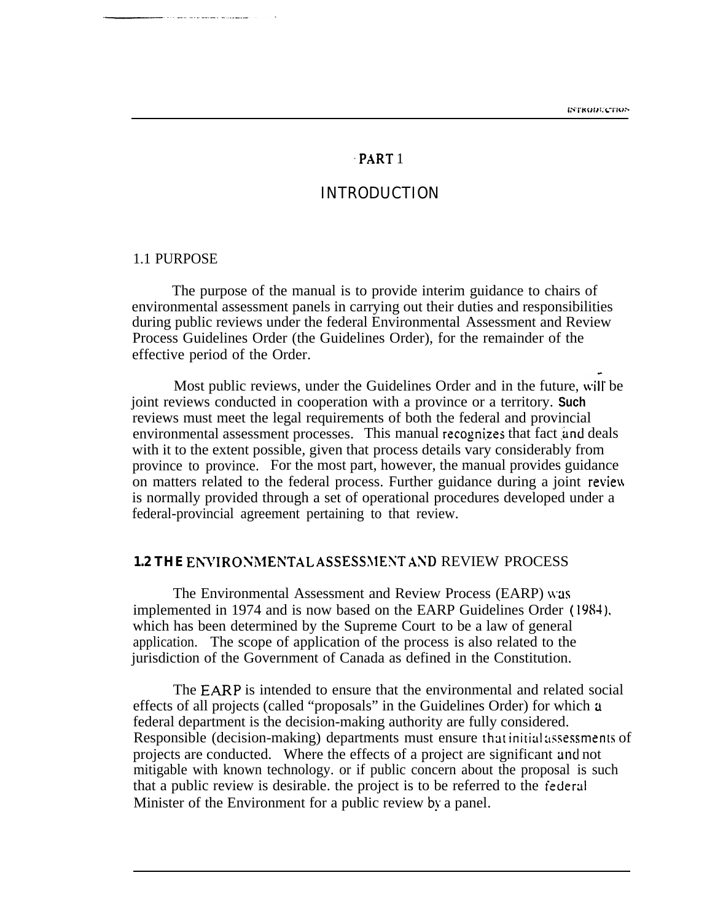# PART 1

# INTRODUCTION

## 1.1 PURPOSE

The purpose of the manual is to provide interim guidance to chairs of environmental assessment panels in carrying out their duties and responsibilities during public reviews under the federal Environmental Assessment and Review Process Guidelines Order (the Guidelines Order), for the remainder of the effective period of the Order.

Most public reviews, under the Guidelines Order and in the future, will be joint reviews conducted in cooperation with a province or a territory. Such reviews must meet the legal requirements of both the federal and provincial environmental assessment processes. This manual recognizes that fact and deals with it to the extent possible, given that process details vary considerably from province to province. For the most part, however, the manual provides guidance on matters related to the federal process. Further guidance during a joint review is normally provided through a set of operational procedures developed under a federal-provincial agreement pertaining to that review.

## 1.2 THE ENVIRONMENTAL ASSESSMENT AND REVIEW PROCESS

The Environmental Assessment and Review Process (EARP) was implemented in 1974 and is now based on the EARP Guidelines Order (1984), which has been determined by the Supreme Court to be a law of general application. The scope of application of the process is also related to the jurisdiction of the Government of Canada as defined in the Constitution.

The EARP is intended to ensure that the environmental and related social effects of all projects (called "proposals" in the Guidelines Order) for which a federal department is the decision-making authority are fully considered. Responsible (decision-making) departments must ensure that initial assessments of projects are conducted. Where the effects of a project are significant and not mitigable with known technology. or if public concern about the proposal is such that a public review is desirable. the project is to be referred to the federal Minister of the Environment for a public review by a panel.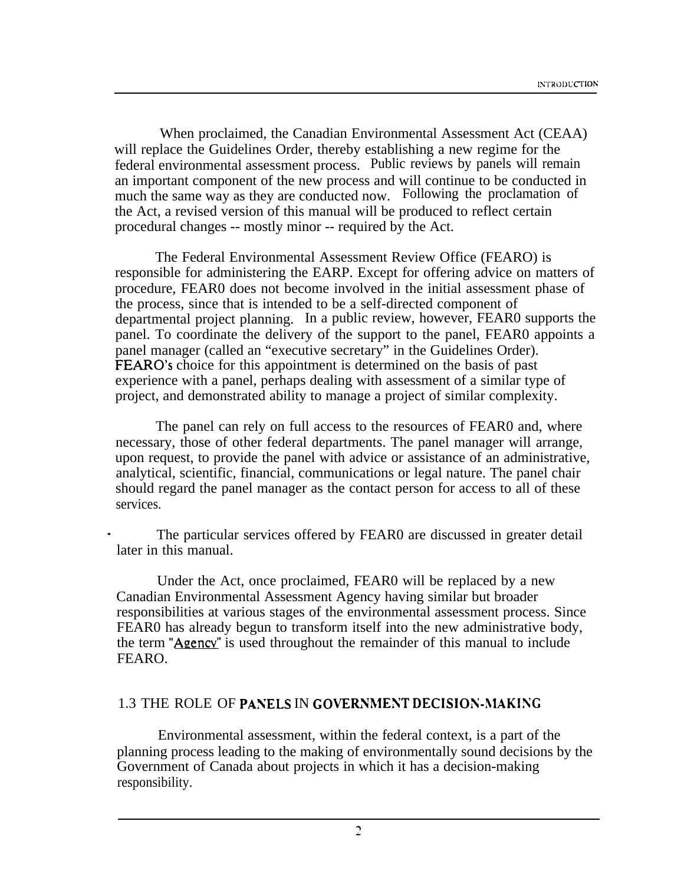When proclaimed, the Canadian Environmental Assessment Act (CEAA) will replace the Guidelines Order, thereby establishing a new regime for the federal environmental assessment process. Public reviews by panels will remain an important component of the new process and will continue to be conducted in much the same way as they are conducted now. Following the proclamation of the Act, a revised version of this manual will be produced to reflect certain procedural changes -- mostly minor -- required by the Act.

The Federal Environmental Assessment Review Office (FEARO) is responsible for administering the EARP. Except for offering advice on matters of procedure, FEAR0 does not become involved in the initial assessment phase of the process, since that is intended to be a self-directed component of departmental project planning. In a public review, however, FEAR0 supports the panel. To coordinate the delivery of the support to the panel, FEAR0 appoints a panel manager (called an "executive secretary" in the Guidelines Order). FEARO's choice for this appointment is determined on the basis of past experience with a panel, perhaps dealing with assessment of a similar type of project, and demonstrated ability to manage a project of similar complexity.

The panel can rely on full access to the resources of FEAR0 and, where necessary, those of other federal departments. The panel manager will arrange, upon request, to provide the panel with advice or assistance of an administrative, analytical, scientific, financial, communications or legal nature. The panel chair should regard the panel manager as the contact person for access to all of these services.

The particular services offered by FEAR0 are discussed in greater detail later in this manual.

Under the Act, once proclaimed, FEAR0 will be replaced by a new Canadian Environmental Assessment Agency having similar but broader responsibilities at various stages of the environmental assessment process. Since FEAR0 has already begun to transform itself into the new administrative body, the term "Agency" is used throughout the remainder of this manual to include FEARO.

## 1.3 THE ROLE OF PANELS IN GOVERNMENT DECISION-MAKING

Environmental assessment, within the federal context, is a part of the planning process leading to the making of environmentally sound decisions by the Government of Canada about projects in which it has a decision-making responsibility.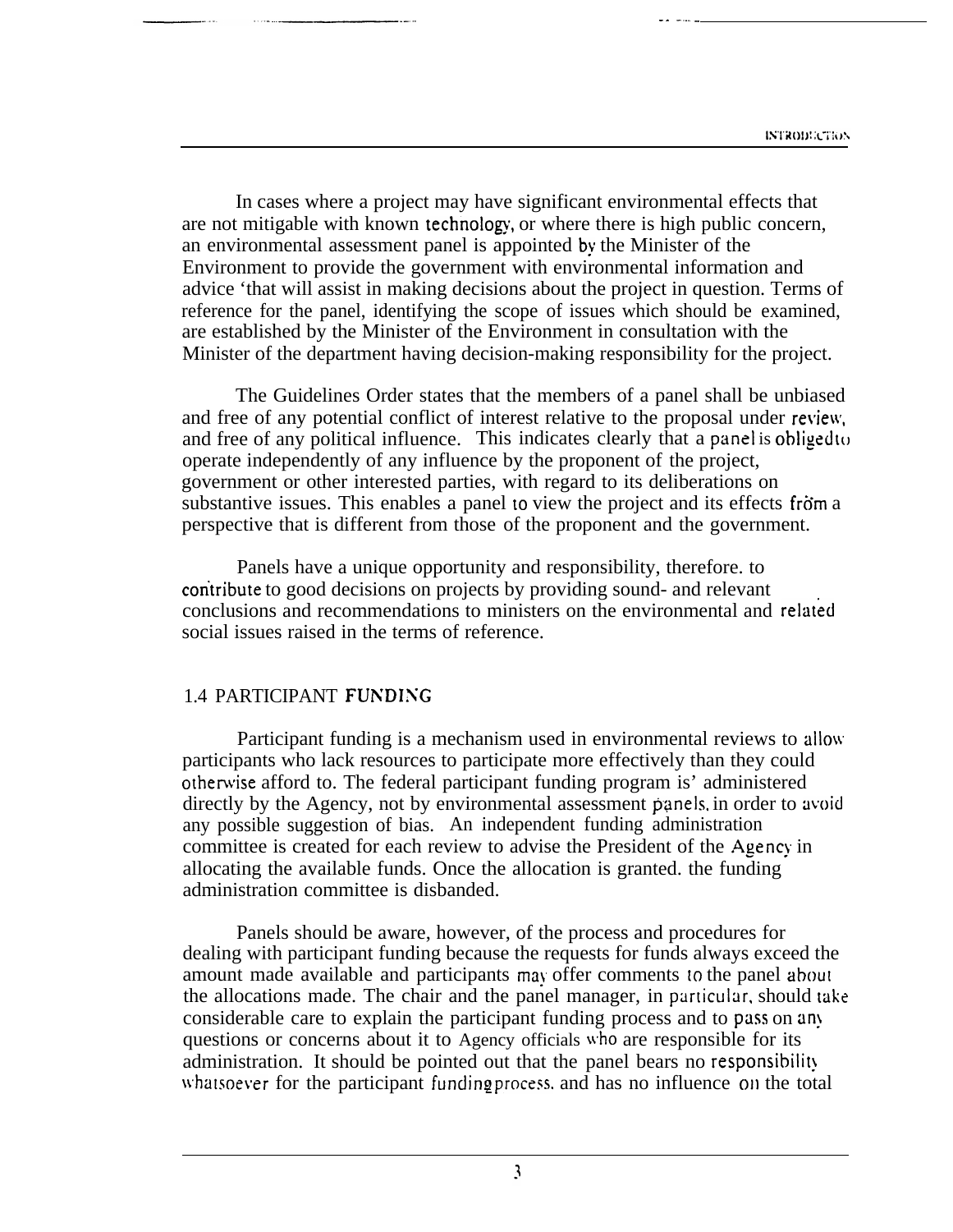In cases where a project may have significant environmental effects that are not mitigable with known technology, or where there is high public concern, an environmental assessment panel is appointed by the Minister of the Environment to provide the government with environmental information and advice 'that will assist in making decisions about the project in question. Terms of reference for the panel, identifying the scope of issues which should be examined, are established by the Minister of the Environment in consultation with the Minister of the department having decision-making responsibility for the project.

The Guidelines Order states that the members of a panel shall be unbiased and free of any potential conflict of interest relative to the proposal under review, and free of any political influence. This indicates clearly that a panel is obliged to operate independently of any influence by the proponent of the project, government or other interested parties, with regard to its deliberations on substantive issues. This enables a panel to view the project and its effects from a perspective that is different from those of the proponent and the government.

Panels have a unique opportunity and responsibility, therefore. to contribute to good decisions on projects by providing sound- and relevant conclusions and recommendations to ministers on the environmental and related social issues raised in the terms of reference.

## 1.4 PARTICIPANT FUNDING

Participant funding is a mechanism used in environmental reviews to allow participants who lack resources to participate more effectively than they could otherwise afford to. The federal participant funding program is' administered directly by the Agency, not by environmental assessment panels, in order to avoid any possible suggestion of bias. An independent funding administration committee is created for each review to advise the President of the Agency in allocating the available funds. Once the allocation is granted. the funding administration committee is disbanded.

Panels should be aware, however, of the process and procedures for dealing with participant funding because the requests for funds always exceed the amount made available and participants may offer comments to the panel about the allocations made. The chair and the panel manager, in particular, should take considerable care to explain the participant funding process and to pass on any questions or concerns about it to Agency officials who are responsible for its administration. It should be pointed out that the panel bears no responsibility whatsoever for the participant funding process. and has no influence on the total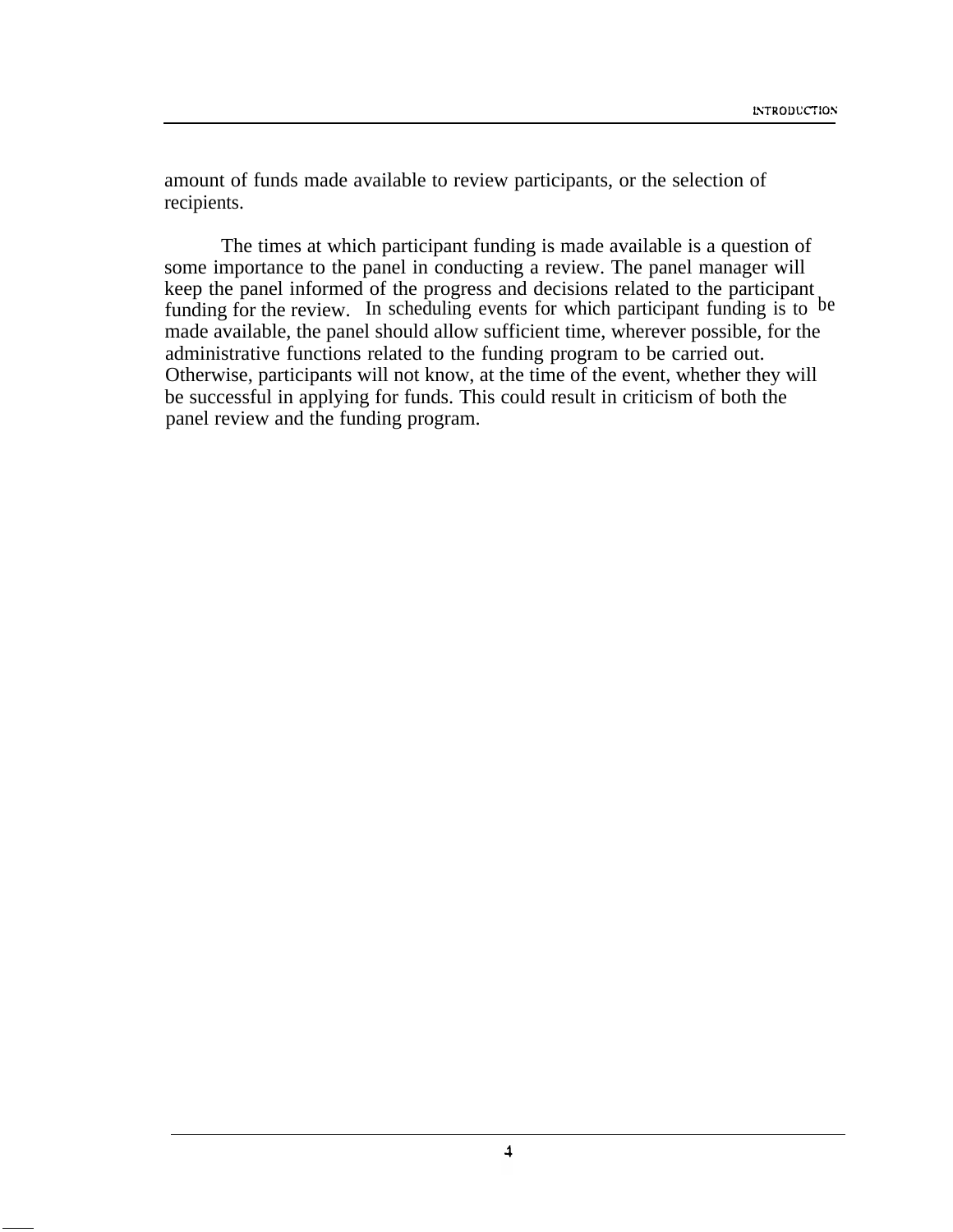amount of funds made available to review participants, or the selection of recipients.

The times at which participant funding is made available is a question of some importance to the panel in conducting a review. The panel manager will keep the panel informed of the progress and decisions related to the participant funding for the review. In scheduling events for which participant funding is to be made available, the panel should allow sufficient time, wherever possible, for the administrative functions related to the funding program to be carried out. Otherwise, participants will not know, at the time of the event, whether they will be successful in applying for funds. This could result in criticism of both the panel review and the funding program.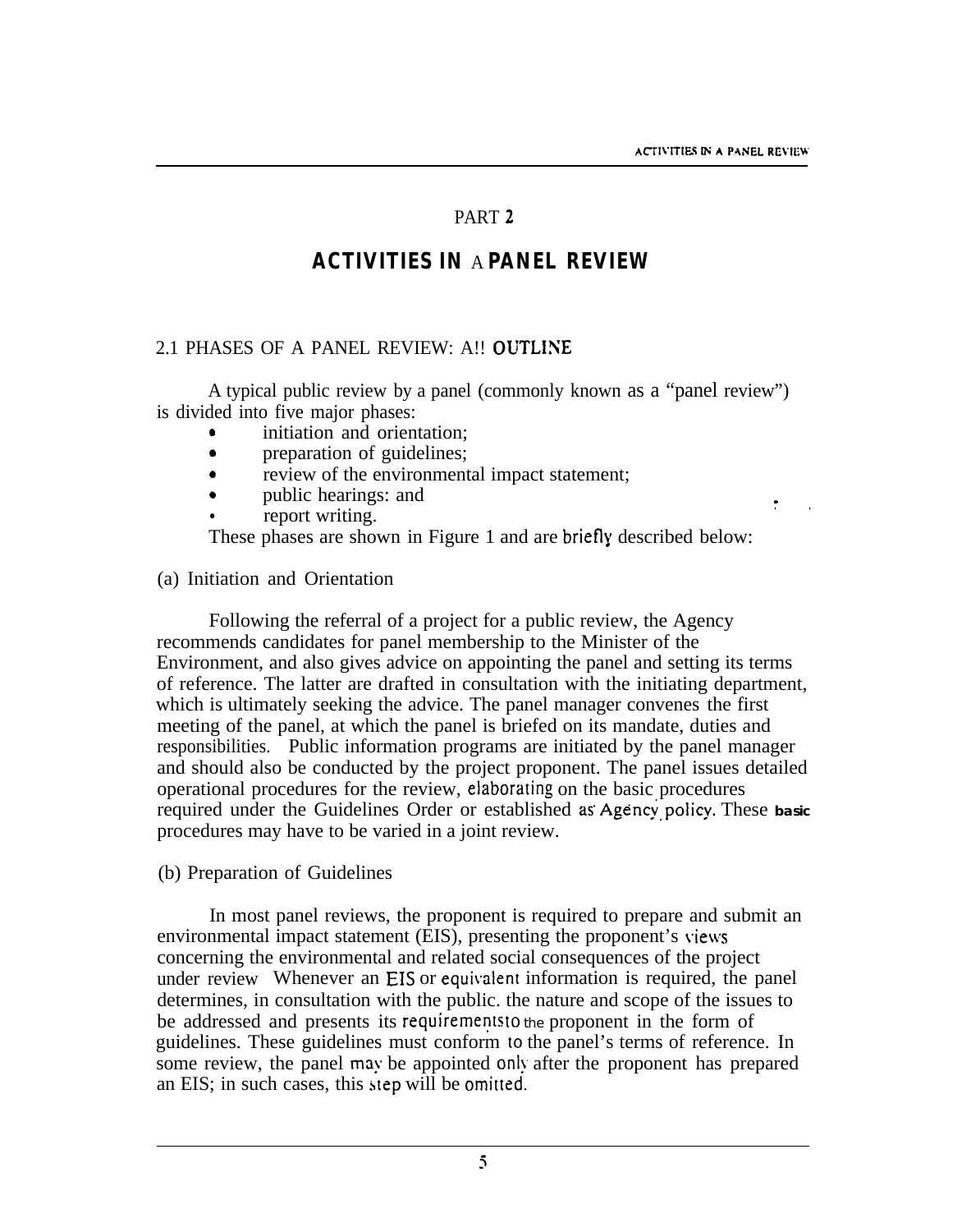# PART 2

## ACTIVITIES IN A PANEL REVIEW

### 2.1 PHASES OF A PANEL REVIEW: A!! OUTLINE

A typical public review by a panel (commonly known as a "panel review") is divided into five major phases:

- initiation and orientation;
- preparation of guidelines;
- review of the environmental impact statement;
- public hearings: and
- report writing.

These phases are shown in Figure 1 and are briefly described below:

#### (a) Initiation and Orientation

Following the referral of a project for a public review, the Agency recommends candidates for panel membership to the Minister of the Environment, and also gives advice on appointing the panel and setting its terms of reference. The latter are drafted in consultation with the initiating department, which is ultimately seeking the advice. The panel manager convenes the first meeting of the panel, at which the panel is briefed on its mandate, duties and responsibilities. Public information programs are initiated by the panel manager and should also be conducted by the project proponent. The panel issues detailed operational procedures for the review, elaborating on the basic procedures required under the Guidelines Order or established as Agency policy. These basic procedures may have to be varied in a joint review.

#### (b) Preparation of Guidelines

In most panel reviews, the proponent is required to prepare and submit an environmental impact statement (EIS), presenting the proponent's views concerning the environmental and related social consequences of the project under review Whenever an EIS or equivalent information is required, the panel determines, in consultation with the public. the nature and scope of the issues to be addressed and presents its requirements to the proponent in the form of guidelines. These guidelines must conform to the panel's terms of reference. In some review, the panel may be appointed only after the proponent has prepared an EIS; in such cases, this step will be omitted.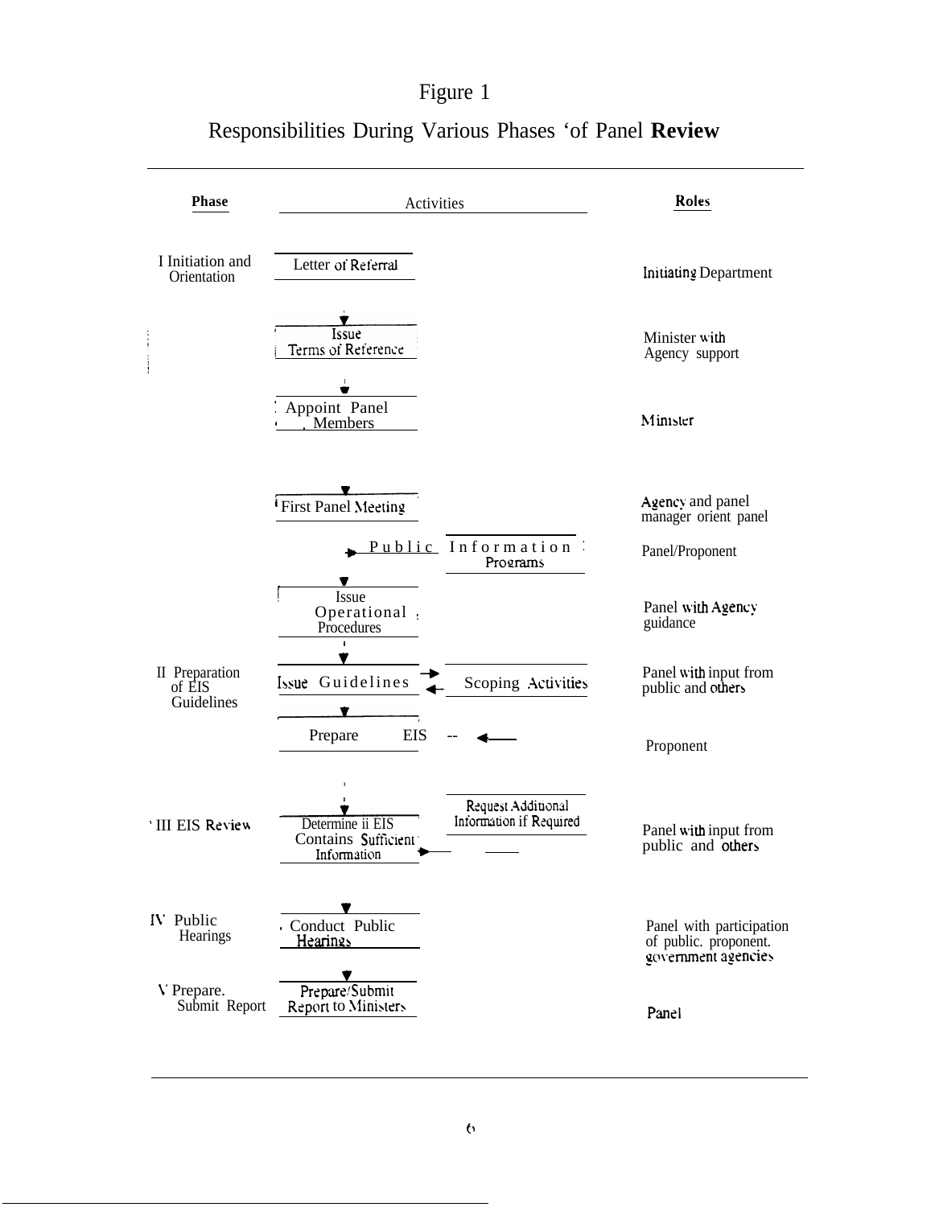# Figure 1

## Responsibilities During Various Phases of Panel **Review**

| Phase | Activities | | Roles |
|---|---|---|---|
| I Initiation and Orientation | Letter of Referral | | Initiating Department |
| | Issue Terms of Reference | | Minister with Agency support |
| | Appoint Panel Members | | Minister |
| | First Panel Meeting | | Agency and panel manager orient panel |
| | | Public Information Programs | Panel/Proponent |
| | Issue Operational Procedures | | Panel with Agency guidance |
| II Preparation of EIS Guidelines | Issue Guidelines | Scoping Activities | Panel with input from public and others |
| | Prepare EIS | | Proponent |
| III EIS Review | Determine if EIS Contains Sufficient Information | Request Additional Information if Required | Panel with input from public and others |
| IV Public Hearings | Conduct Public Hearings | | Panel with participation of public, proponent, government agencies |
| V Prepare, Submit Report | Prepare/Submit Report to Ministers | | Panel |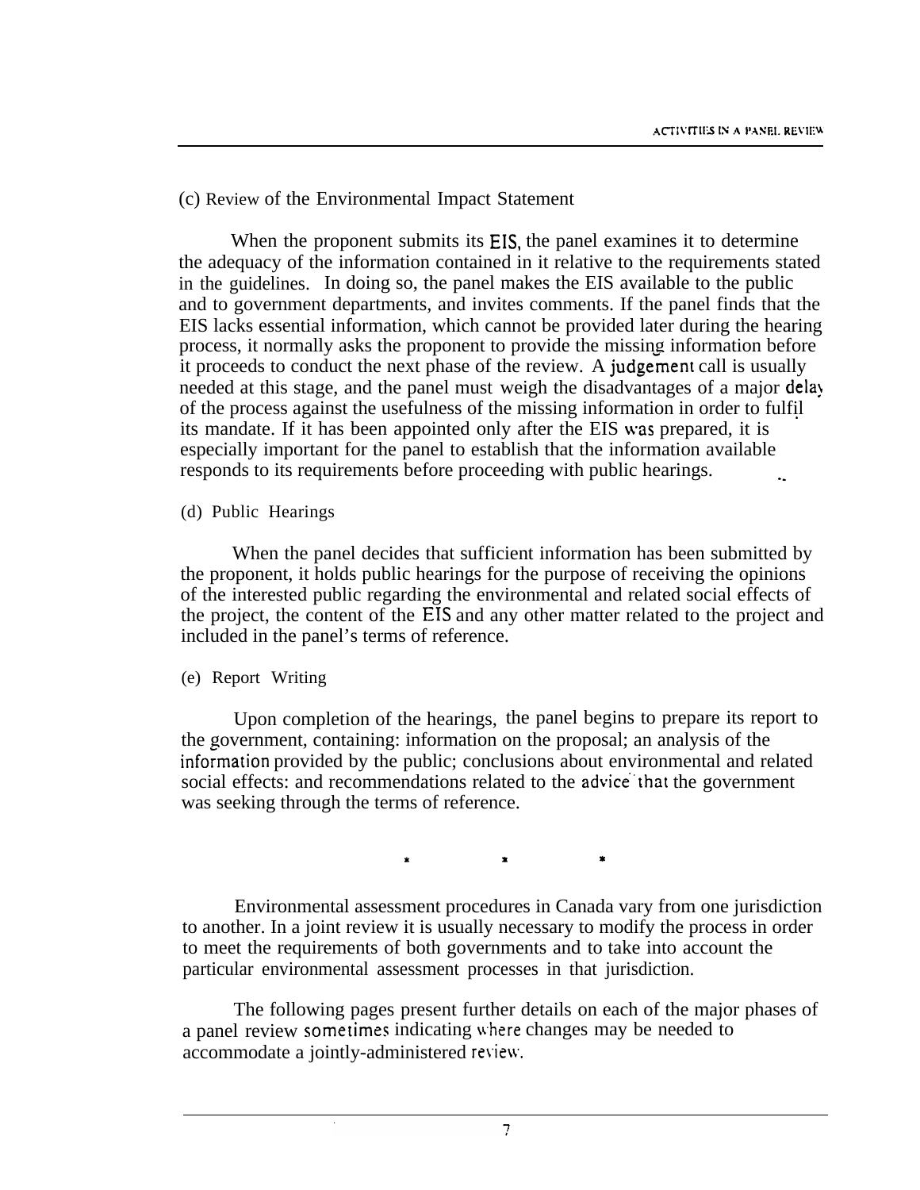(c) Review of the Environmental Impact Statement

When the proponent submits its EIS, the panel examines it to determine the adequacy of the information contained in it relative to the requirements stated in the guidelines. In doing so, the panel makes the EIS available to the public and to government departments, and invites comments. If the panel finds that the EIS lacks essential information, which cannot be provided later during the hearing process, it normally asks the proponent to provide the missing information before it proceeds to conduct the next phase of the review. A judgement call is usually needed at this stage, and the panel must weigh the disadvantages of a major delay of the process against the usefulness of the missing information in order to fulfil its mandate. If it has been appointed only after the EIS was prepared, it is especially important for the panel to establish that the information available responds to its requirements before proceeding with public hearings.

(d) Public Hearings

When the panel decides that sufficient information has been submitted by the proponent, it holds public hearings for the purpose of receiving the opinions of the interested public regarding the environmental and related social effects of the project, the content of the EIS and any other matter related to the project and included in the panel's terms of reference.

(e) Report Writing

Upon completion of the hearings, the panel begins to prepare its report to the government, containing: information on the proposal; an analysis of the information provided by the public; conclusions about environmental and related social effects: and recommendations related to the advice that the government was seeking through the terms of reference.

\* \* \*

Environmental assessment procedures in Canada vary from one jurisdiction to another. In a joint review it is usually necessary to modify the process in order to meet the requirements of both governments and to take into account the particular environmental assessment processes in that jurisdiction.

The following pages present further details on each of the major phases of a panel review sometimes indicating where changes may be needed to accommodate a jointly-administered review.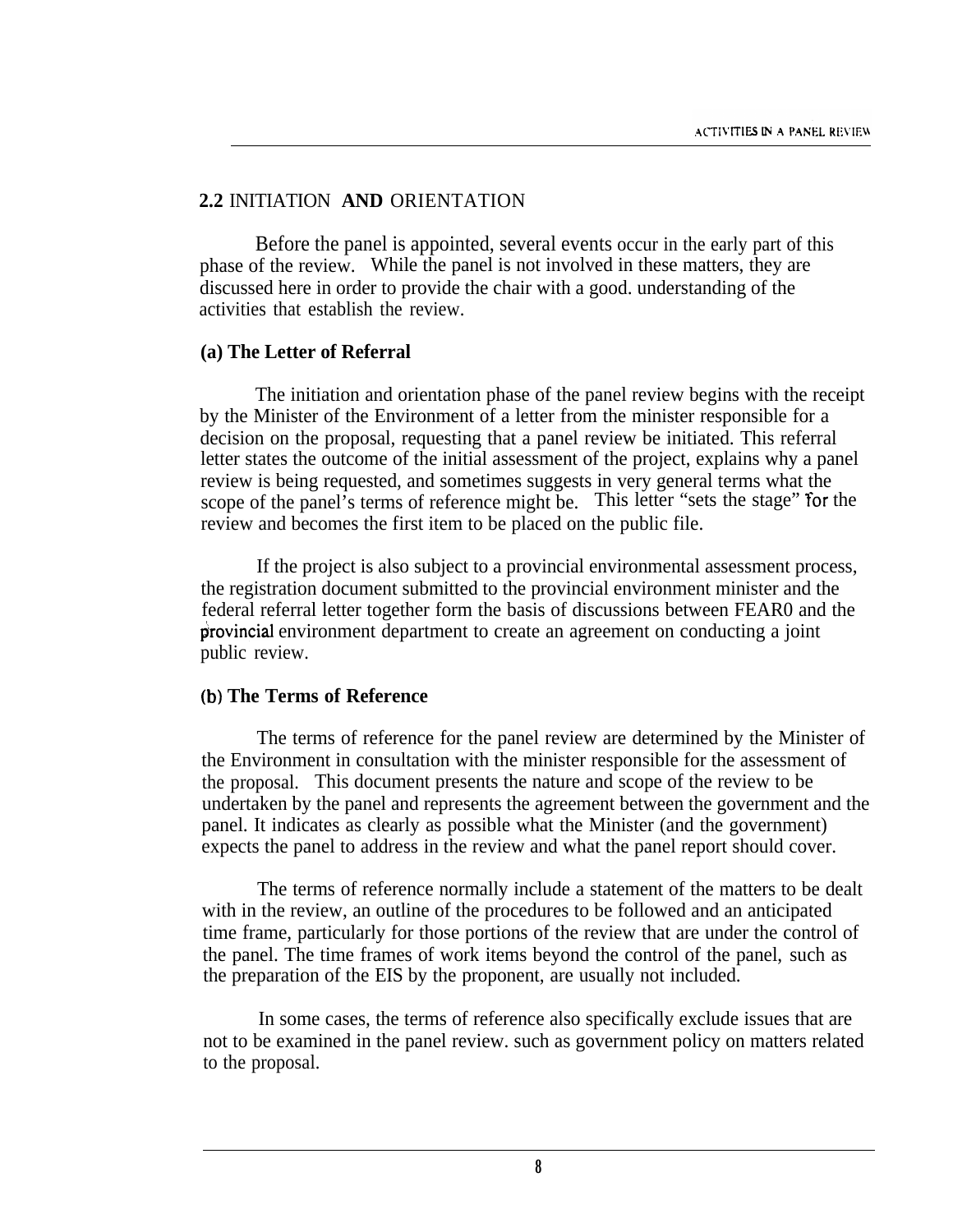## 2.2 INITIATION AND ORIENTATION

Before the panel is appointed, several events occur in the early part of this phase of the review. While the panel is not involved in these matters, they are discussed here in order to provide the chair with a good. understanding of the activities that establish the review.

### (a) The Letter of Referral

The initiation and orientation phase of the panel review begins with the receipt by the Minister of the Environment of a letter from the minister responsible for a decision on the proposal, requesting that a panel review be initiated. This referral letter states the outcome of the initial assessment of the project, explains why a panel review is being requested, and sometimes suggests in very general terms what the scope of the panel's terms of reference might be. This letter "sets the stage" for the review and becomes the first item to be placed on the public file.

If the project is also subject to a provincial environmental assessment process, the registration document submitted to the provincial environment minister and the federal referral letter together form the basis of discussions between FEAR0 and the provincial environment department to create an agreement on conducting a joint public review.

### (b) The Terms of Reference

The terms of reference for the panel review are determined by the Minister of the Environment in consultation with the minister responsible for the assessment of the proposal. This document presents the nature and scope of the review to be undertaken by the panel and represents the agreement between the government and the panel. It indicates as clearly as possible what the Minister (and the government) expects the panel to address in the review and what the panel report should cover.

The terms of reference normally include a statement of the matters to be dealt with in the review, an outline of the procedures to be followed and an anticipated time frame, particularly for those portions of the review that are under the control of the panel. The time frames of work items beyond the control of the panel, such as the preparation of the EIS by the proponent, are usually not included.

In some cases, the terms of reference also specifically exclude issues that are not to be examined in the panel review. such as government policy on matters related to the proposal.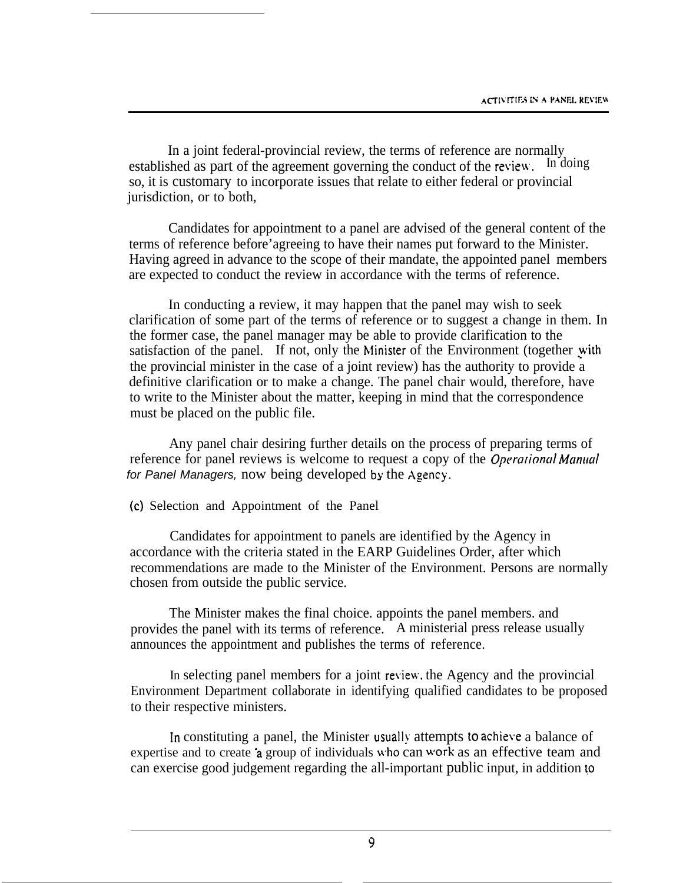In a joint federal-provincial review, the terms of reference are normally established as part of the agreement governing the conduct of the review. In doing so, it is customary to incorporate issues that relate to either federal or provincial jurisdiction, or to both,

Candidates for appointment to a panel are advised of the general content of the terms of reference before agreeing to have their names put forward to the Minister. Having agreed in advance to the scope of their mandate, the appointed panel members are expected to conduct the review in accordance with the terms of reference.

In conducting a review, it may happen that the panel may wish to seek clarification of some part of the terms of reference or to suggest a change in them. In the former case, the panel manager may be able to provide clarification to the satisfaction of the panel. If not, only the Minister of the Environment (together with the provincial minister in the case of a joint review) has the authority to provide a definitive clarification or to make a change. The panel chair would, therefore, have to write to the Minister about the matter, keeping in mind that the correspondence must be placed on the public file.

Any panel chair desiring further details on the process of preparing terms of reference for panel reviews is welcome to request a copy of the *Operational Manual for Panel Managers,* now being developed by the Agency.

### (c) Selection and Appointment of the Panel

Candidates for appointment to panels are identified by the Agency in accordance with the criteria stated in the EARP Guidelines Order, after which recommendations are made to the Minister of the Environment. Persons are normally chosen from outside the public service.

The Minister makes the final choice. appoints the panel members. and provides the panel with its terms of reference. A ministerial press release usually announces the appointment and publishes the terms of reference.

In selecting panel members for a joint review, the Agency and the provincial Environment Department collaborate in identifying qualified candidates to be proposed to their respective ministers.

In constituting a panel, the Minister usually attempts to achieve a balance of expertise and to create a group of individuals who can work as an effective team and can exercise good judgement regarding the all-important public input, in addition to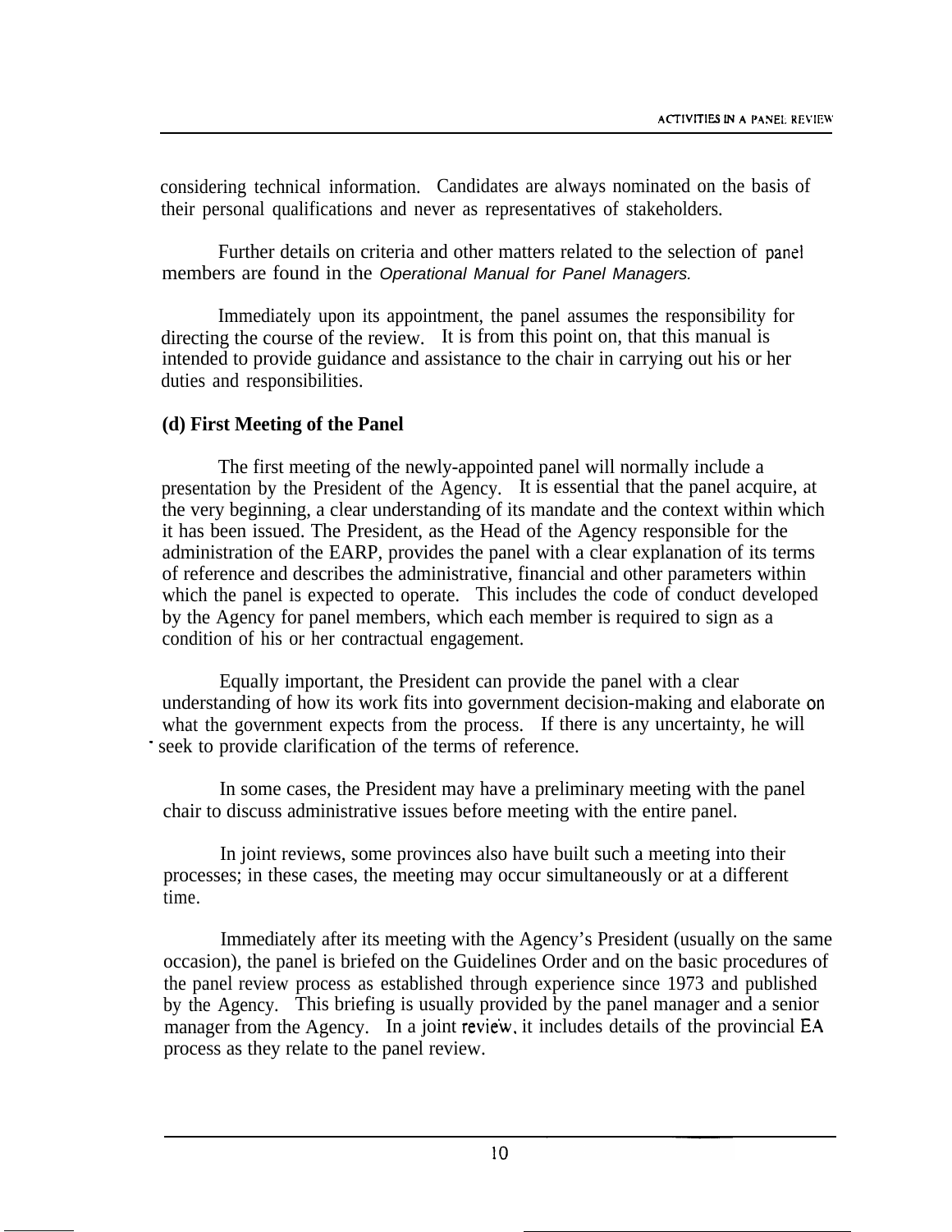considering technical information. Candidates are always nominated on the basis of their personal qualifications and never as representatives of stakeholders.

Further details on criteria and other matters related to the selection of panel members are found in the *Operational Manual for Panel Managers.*

Immediately upon its appointment, the panel assumes the responsibility for directing the course of the review. It is from this point on, that this manual is intended to provide guidance and assistance to the chair in carrying out his or her duties and responsibilities.

**(d) First Meeting of the Panel**

The first meeting of the newly-appointed panel will normally include a presentation by the President of the Agency. It is essential that the panel acquire, at the very beginning, a clear understanding of its mandate and the context within which it has been issued. The President, as the Head of the Agency responsible for the administration of the EARP, provides the panel with a clear explanation of its terms of reference and describes the administrative, financial and other parameters within which the panel is expected to operate. This includes the code of conduct developed by the Agency for panel members, which each member is required to sign as a condition of his or her contractual engagement.

Equally important, the President can provide the panel with a clear understanding of how its work fits into government decision-making and elaborate on what the government expects from the process. If there is any uncertainty, he will seek to provide clarification of the terms of reference.

In some cases, the President may have a preliminary meeting with the panel chair to discuss administrative issues before meeting with the entire panel.

In joint reviews, some provinces also have built such a meeting into their processes; in these cases, the meeting may occur simultaneously or at a different time.

Immediately after its meeting with the Agency's President (usually on the same occasion), the panel is briefed on the Guidelines Order and on the basic procedures of the panel review process as established through experience since 1973 and published by the Agency. This briefing is usually provided by the panel manager and a senior manager from the Agency. In a joint review, it includes details of the provincial EA process as they relate to the panel review.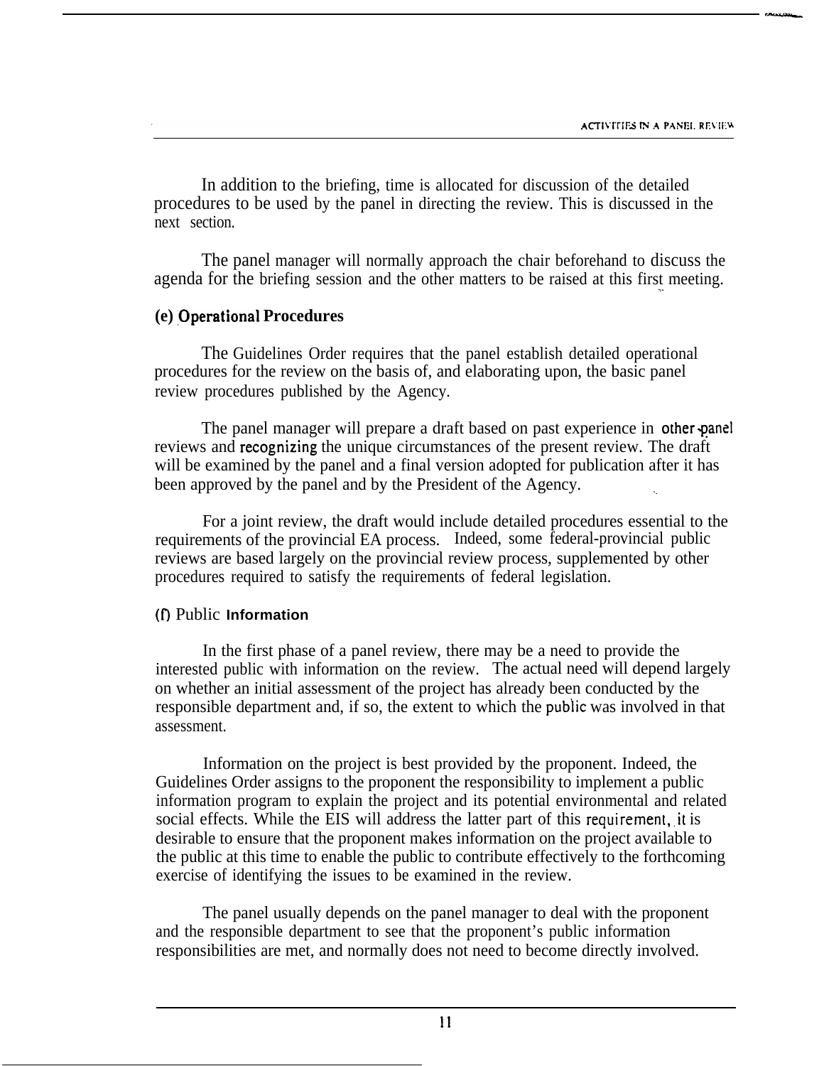In addition to the briefing, time is allocated for discussion of the detailed procedures to be used by the panel in directing the review. This is discussed in the next section.

The panel manager will normally approach the chair beforehand to discuss the agenda for the briefing session and the other matters to be raised at this first meeting.

### (e) Operational Procedures

The Guidelines Order requires that the panel establish detailed operational procedures for the review on the basis of, and elaborating upon, the basic panel review procedures published by the Agency.

The panel manager will prepare a draft based on past experience in other panel reviews and recognizing the unique circumstances of the present review. The draft will be examined by the panel and a final version adopted for publication after it has been approved by the panel and by the President of the Agency.

For a joint review, the draft would include detailed procedures essential to the requirements of the provincial EA process. Indeed, some federal-provincial public reviews are based largely on the provincial review process, supplemented by other procedures required to satisfy the requirements of federal legislation.

### (f) Public Information

In the first phase of a panel review, there may be a need to provide the interested public with information on the review. The actual need will depend largely on whether an initial assessment of the project has already been conducted by the responsible department and, if so, the extent to which the public was involved in that assessment.

Information on the project is best provided by the proponent. Indeed, the Guidelines Order assigns to the proponent the responsibility to implement a public information program to explain the project and its potential environmental and related social effects. While the EIS will address the latter part of this requirement, it is desirable to ensure that the proponent makes information on the project available to the public at this time to enable the public to contribute effectively to the forthcoming exercise of identifying the issues to be examined in the review.

The panel usually depends on the panel manager to deal with the proponent and the responsible department to see that the proponent's public information responsibilities are met, and normally does not need to become directly involved.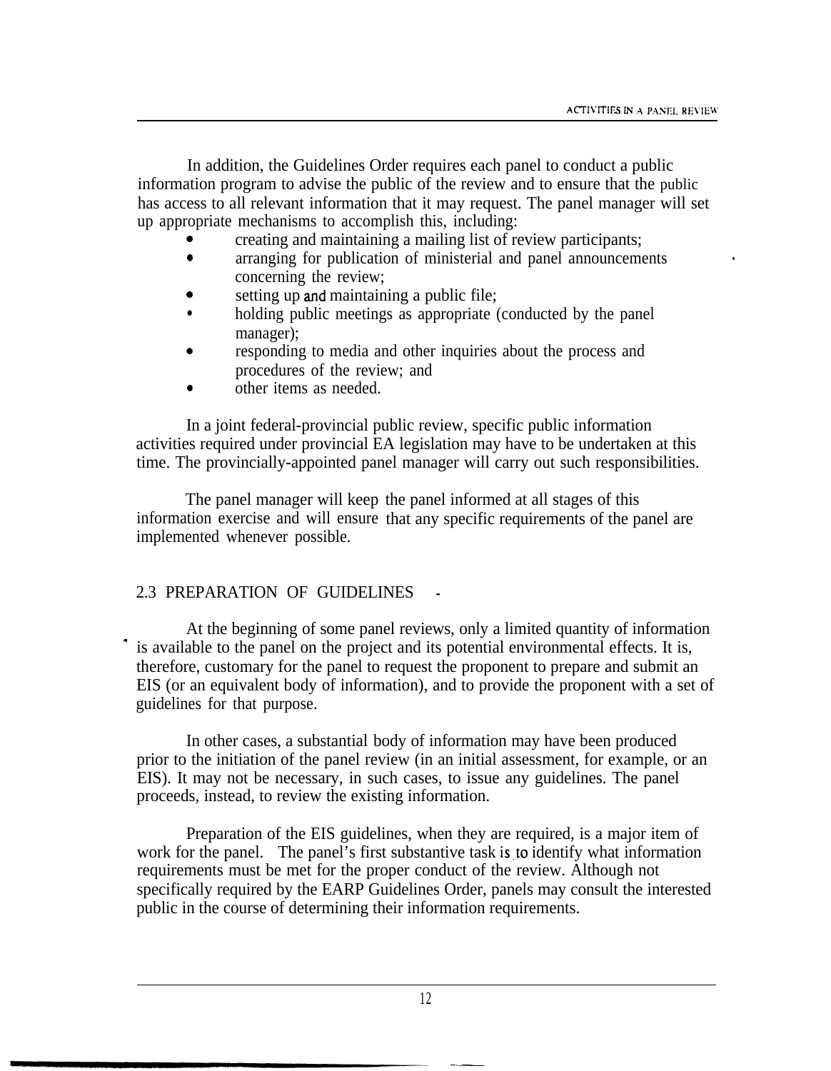In addition, the Guidelines Order requires each panel to conduct a public information program to advise the public of the review and to ensure that the public has access to all relevant information that it may request. The panel manager will set up appropriate mechanisms to accomplish this, including:

- creating and maintaining a mailing list of review participants;
- arranging for publication of ministerial and panel announcements concerning the review;
- setting up and maintaining a public file;
- holding public meetings as appropriate (conducted by the panel manager);
- responding to media and other inquiries about the process and procedures of the review; and
- other items as needed.

In a joint federal-provincial public review, specific public information activities required under provincial EA legislation may have to be undertaken at this time. The provincially-appointed panel manager will carry out such responsibilities.

The panel manager will keep the panel informed at all stages of this information exercise and will ensure that any specific requirements of the panel are implemented whenever possible.

## 2.3 PREPARATION OF GUIDELINES

At the beginning of some panel reviews, only a limited quantity of information is available to the panel on the project and its potential environmental effects. It is, therefore, customary for the panel to request the proponent to prepare and submit an EIS (or an equivalent body of information), and to provide the proponent with a set of guidelines for that purpose.

In other cases, a substantial body of information may have been produced prior to the initiation of the panel review (in an initial assessment, for example, or an EIS). It may not be necessary, in such cases, to issue any guidelines. The panel proceeds, instead, to review the existing information.

Preparation of the EIS guidelines, when they are required, is a major item of work for the panel. The panel's first substantive task is to identify what information requirements must be met for the proper conduct of the review. Although not specifically required by the EARP Guidelines Order, panels may consult the interested public in the course of determining their information requirements.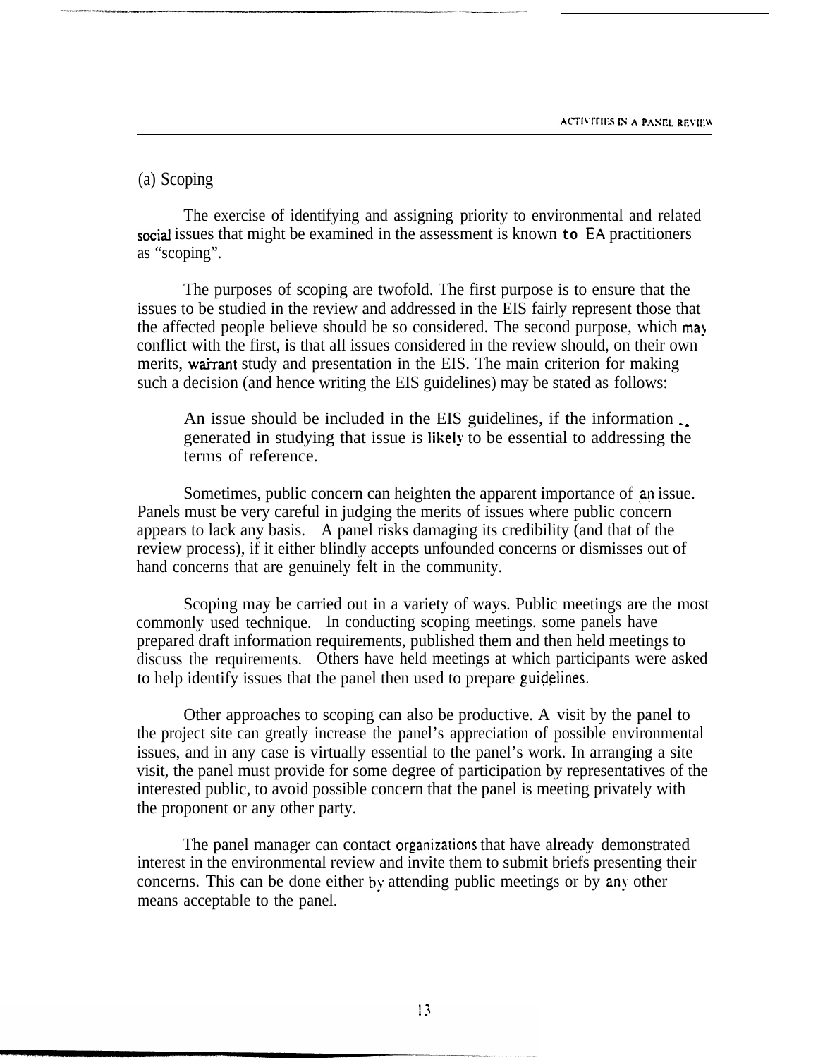### (a) Scoping

The exercise of identifying and assigning priority to environmental and related social issues that might be examined in the assessment is known to EA practitioners as "scoping".

The purposes of scoping are twofold. The first purpose is to ensure that the issues to be studied in the review and addressed in the EIS fairly represent those that the affected people believe should be so considered. The second purpose, which may conflict with the first, is that all issues considered in the review should, on their own merits, warrant study and presentation in the EIS. The main criterion for making such a decision (and hence writing the EIS guidelines) may be stated as follows:

> An issue should be included in the EIS guidelines, if the information generated in studying that issue is likely to be essential to addressing the terms of reference.

Sometimes, public concern can heighten the apparent importance of an issue. Panels must be very careful in judging the merits of issues where public concern appears to lack any basis. A panel risks damaging its credibility (and that of the review process), if it either blindly accepts unfounded concerns or dismisses out of hand concerns that are genuinely felt in the community.

Scoping may be carried out in a variety of ways. Public meetings are the most commonly used technique. In conducting scoping meetings. some panels have prepared draft information requirements, published them and then held meetings to discuss the requirements. Others have held meetings at which participants were asked to help identify issues that the panel then used to prepare guidelines.

Other approaches to scoping can also be productive. A visit by the panel to the project site can greatly increase the panel's appreciation of possible environmental issues, and in any case is virtually essential to the panel's work. In arranging a site visit, the panel must provide for some degree of participation by representatives of the interested public, to avoid possible concern that the panel is meeting privately with the proponent or any other party.

The panel manager can contact organizations that have already demonstrated interest in the environmental review and invite them to submit briefs presenting their concerns. This can be done either by attending public meetings or by any other means acceptable to the panel.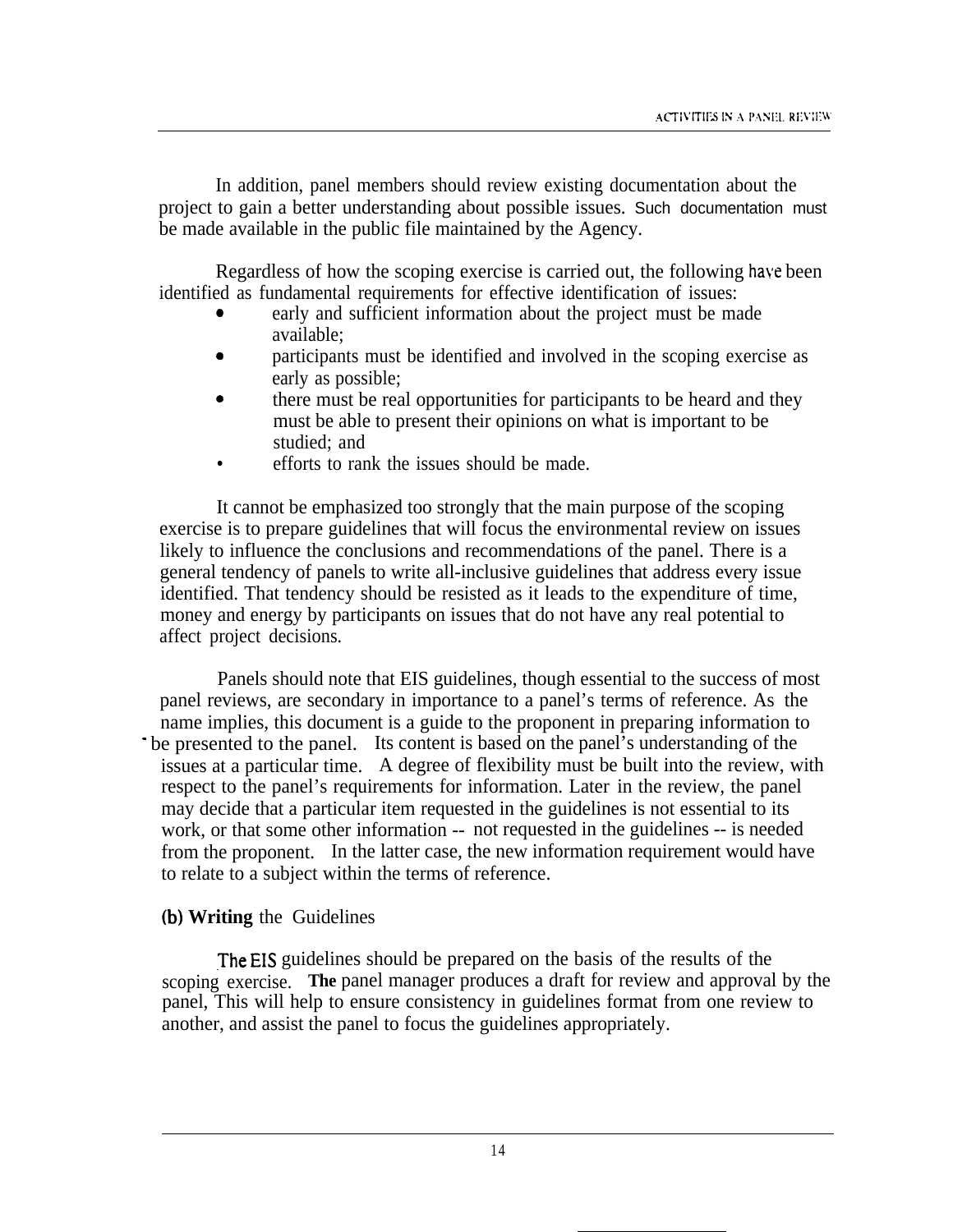In addition, panel members should review existing documentation about the project to gain a better understanding about possible issues. Such documentation must be made available in the public file maintained by the Agency.

Regardless of how the scoping exercise is carried out, the following have been identified as fundamental requirements for effective identification of issues:

- early and sufficient information about the project must be made available;
- participants must be identified and involved in the scoping exercise as early as possible;
- there must be real opportunities for participants to be heard and they must be able to present their opinions on what is important to be studied; and
- efforts to rank the issues should be made.

It cannot be emphasized too strongly that the main purpose of the scoping exercise is to prepare guidelines that will focus the environmental review on issues likely to influence the conclusions and recommendations of the panel. There is a general tendency of panels to write all-inclusive guidelines that address every issue identified. That tendency should be resisted as it leads to the expenditure of time, money and energy by participants on issues that do not have any real potential to affect project decisions.

Panels should note that EIS guidelines, though essential to the success of most panel reviews, are secondary in importance to a panel's terms of reference. As the name implies, this document is a guide to the proponent in preparing information to be presented to the panel. Its content is based on the panel's understanding of the issues at a particular time. A degree of flexibility must be built into the review, with respect to the panel's requirements for information. Later in the review, the panel may decide that a particular item requested in the guidelines is not essential to its work, or that some other information -- not requested in the guidelines -- is needed from the proponent. In the latter case, the new information requirement would have to relate to a subject within the terms of reference.

### (b) Writing the Guidelines

The EIS guidelines should be prepared on the basis of the results of the scoping exercise. The panel manager produces a draft for review and approval by the panel, This will help to ensure consistency in guidelines format from one review to another, and assist the panel to focus the guidelines appropriately.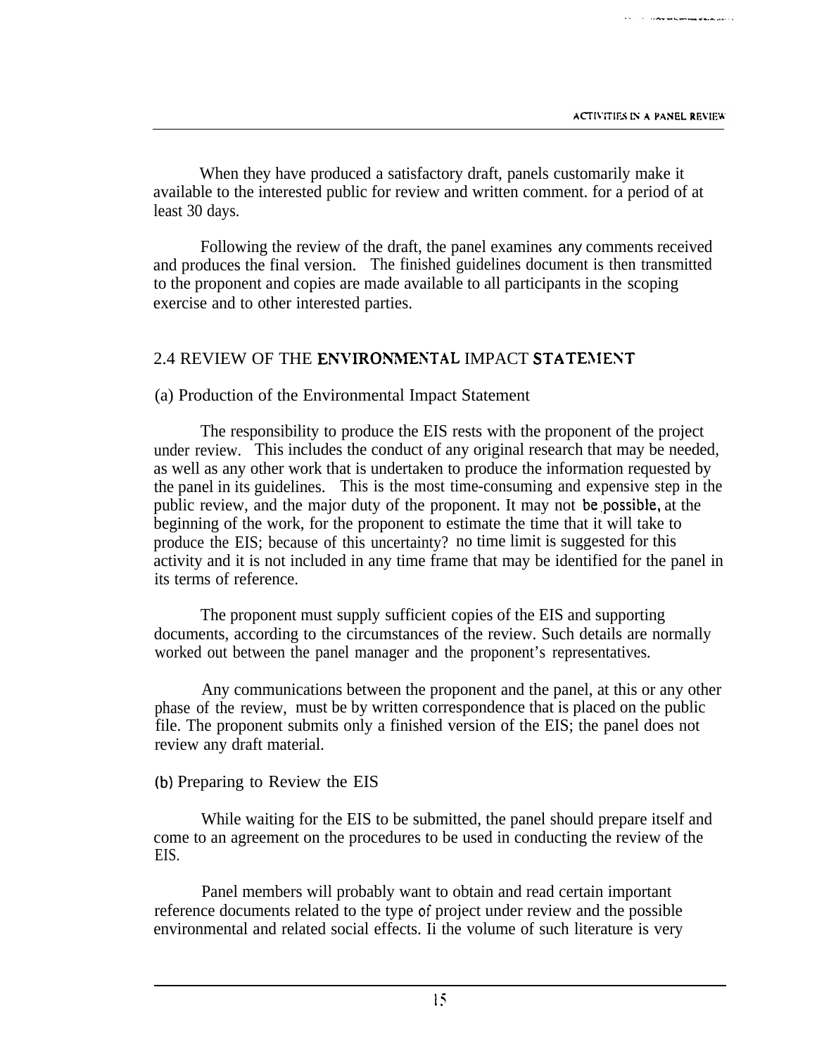When they have produced a satisfactory draft, panels customarily make it available to the interested public for review and written comment. for a period of at least 30 days.

Following the review of the draft, the panel examines any comments received and produces the final version. The finished guidelines document is then transmitted to the proponent and copies are made available to all participants in the scoping exercise and to other interested parties.

## 2.4 REVIEW OF THE ENVIRONMENTAL IMPACT STATEMENT

### (a) Production of the Environmental Impact Statement

The responsibility to produce the EIS rests with the proponent of the project under review. This includes the conduct of any original research that may be needed, as well as any other work that is undertaken to produce the information requested by the panel in its guidelines. This is the most time-consuming and expensive step in the public review, and the major duty of the proponent. It may not be possible, at the beginning of the work, for the proponent to estimate the time that it will take to produce the EIS; because of this uncertainty? no time limit is suggested for this activity and it is not included in any time frame that may be identified for the panel in its terms of reference.

The proponent must supply sufficient copies of the EIS and supporting documents, according to the circumstances of the review. Such details are normally worked out between the panel manager and the proponent's representatives.

Any communications between the proponent and the panel, at this or any other phase of the review, must be by written correspondence that is placed on the public file. The proponent submits only a finished version of the EIS; the panel does not review any draft material.

### (b) Preparing to Review the EIS

While waiting for the EIS to be submitted, the panel should prepare itself and come to an agreement on the procedures to be used in conducting the review of the EIS.

Panel members will probably want to obtain and read certain important reference documents related to the type of project under review and the possible environmental and related social effects. Ii the volume of such literature is very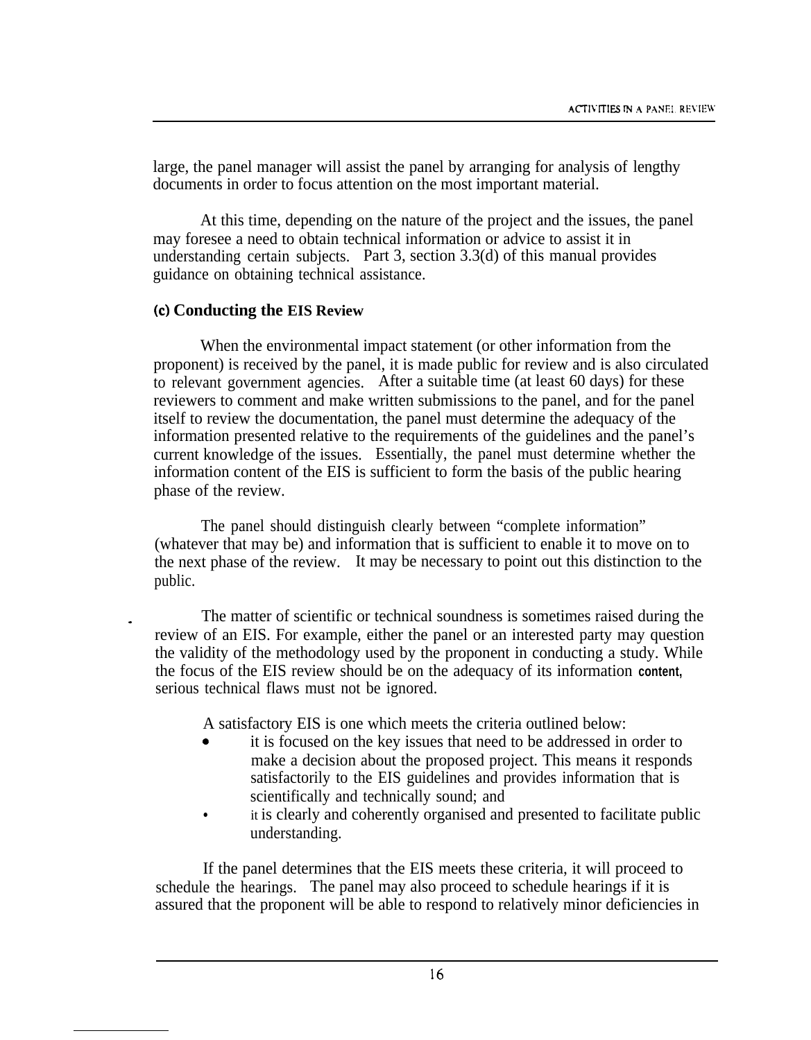large, the panel manager will assist the panel by arranging for analysis of lengthy documents in order to focus attention on the most important material.

At this time, depending on the nature of the project and the issues, the panel may foresee a need to obtain technical information or advice to assist it in understanding certain subjects. Part 3, section 3.3(d) of this manual provides guidance on obtaining technical assistance.

### (c) Conducting the EIS Review

When the environmental impact statement (or other information from the proponent) is received by the panel, it is made public for review and is also circulated to relevant government agencies. After a suitable time (at least 60 days) for these reviewers to comment and make written submissions to the panel, and for the panel itself to review the documentation, the panel must determine the adequacy of the information presented relative to the requirements of the guidelines and the panel's current knowledge of the issues. Essentially, the panel must determine whether the information content of the EIS is sufficient to form the basis of the public hearing phase of the review.

The panel should distinguish clearly between "complete information" (whatever that may be) and information that is sufficient to enable it to move on to the next phase of the review. It may be necessary to point out this distinction to the public.

The matter of scientific or technical soundness is sometimes raised during the review of an EIS. For example, either the panel or an interested party may question the validity of the methodology used by the proponent in conducting a study. While the focus of the EIS review should be on the adequacy of its information **content**, serious technical flaws must not be ignored.

A satisfactory EIS is one which meets the criteria outlined below:

- it is focused on the key issues that need to be addressed in order to make a decision about the proposed project. This means it responds satisfactorily to the EIS guidelines and provides information that is scientifically and technically sound; and
- it is clearly and coherently organised and presented to facilitate public understanding.

If the panel determines that the EIS meets these criteria, it will proceed to schedule the hearings. The panel may also proceed to schedule hearings if it is assured that the proponent will be able to respond to relatively minor deficiencies in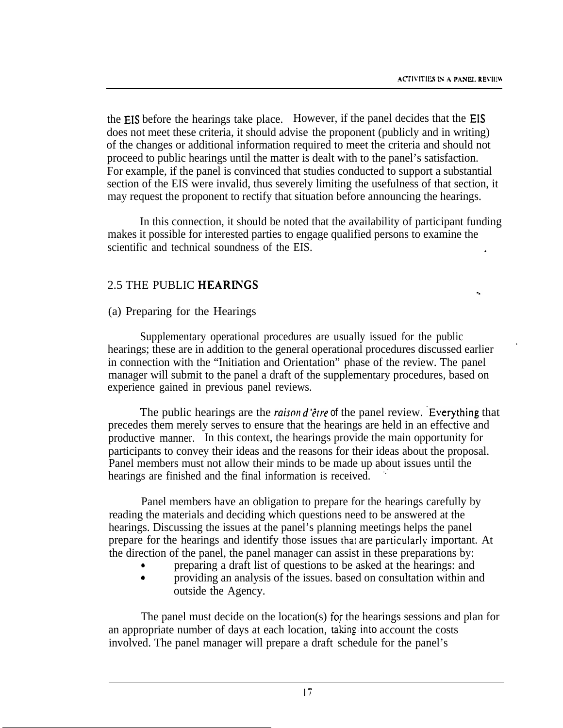the EIS before the hearings take place. However, if the panel decides that the EIS does not meet these criteria, it should advise the proponent (publicly and in writing) of the changes or additional information required to meet the criteria and should not proceed to public hearings until the matter is dealt with to the panel's satisfaction. For example, if the panel is convinced that studies conducted to support a substantial section of the EIS were invalid, thus severely limiting the usefulness of that section, it may request the proponent to rectify that situation before announcing the hearings.

In this connection, it should be noted that the availability of participant funding makes it possible for interested parties to engage qualified persons to examine the scientific and technical soundness of the EIS.

## 2.5 THE PUBLIC HEARINGS

### (a) Preparing for the Hearings

Supplementary operational procedures are usually issued for the public hearings; these are in addition to the general operational procedures discussed earlier in connection with the "Initiation and Orientation" phase of the review. The panel manager will submit to the panel a draft of the supplementary procedures, based on experience gained in previous panel reviews.

The public hearings are the *raison d'être* of the panel review. Everything that precedes them merely serves to ensure that the hearings are held in an effective and productive manner. In this context, the hearings provide the main opportunity for participants to convey their ideas and the reasons for their ideas about the proposal. Panel members must not allow their minds to be made up about issues until the hearings are finished and the final information is received.

Panel members have an obligation to prepare for the hearings carefully by reading the materials and deciding which questions need to be answered at the hearings. Discussing the issues at the panel's planning meetings helps the panel prepare for the hearings and identify those issues that are particularly important. At the direction of the panel, the panel manager can assist in these preparations by:

- preparing a draft list of questions to be asked at the hearings: and
- providing an analysis of the issues. based on consultation within and outside the Agency.

The panel must decide on the location(s) for the hearings sessions and plan for an appropriate number of days at each location, taking into account the costs involved. The panel manager will prepare a draft schedule for the panel's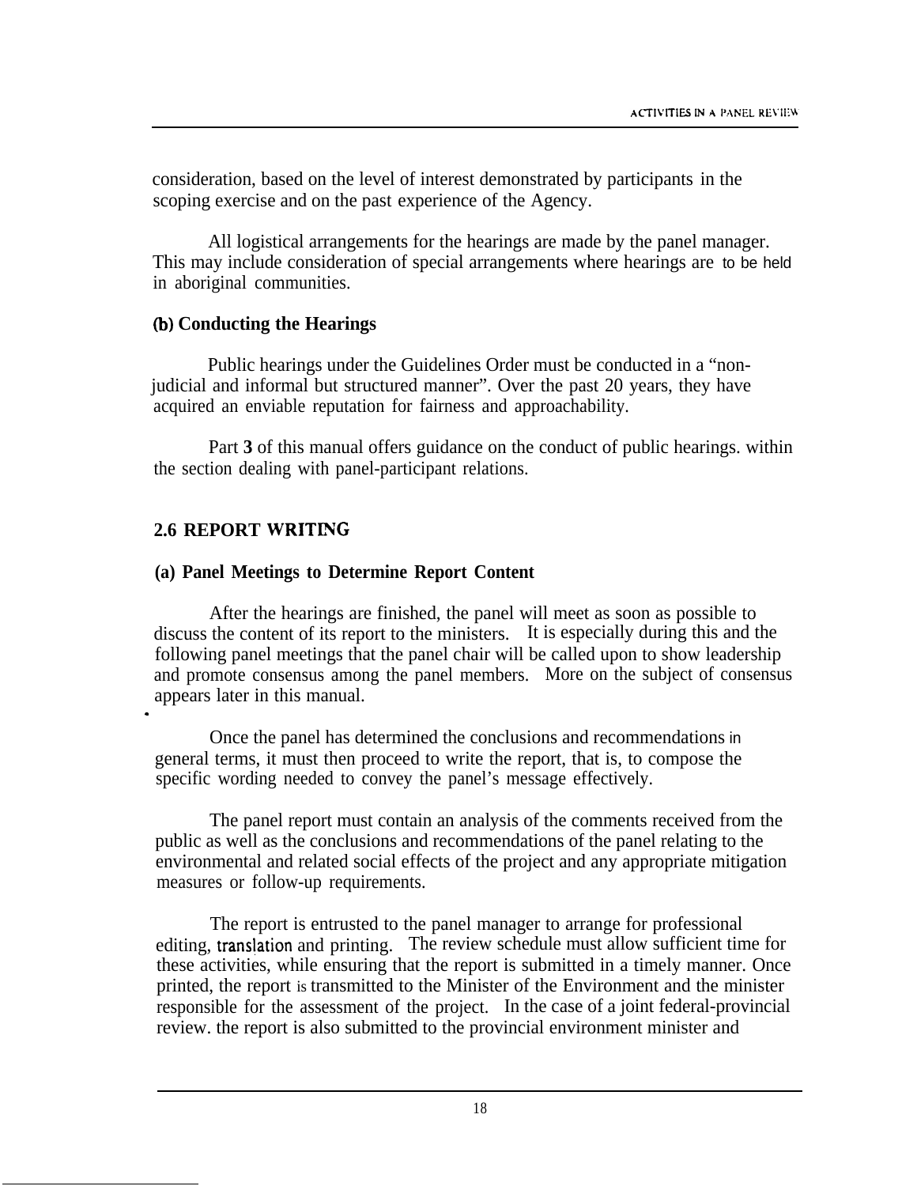consideration, based on the level of interest demonstrated by participants in the scoping exercise and on the past experience of the Agency.

All logistical arrangements for the hearings are made by the panel manager. This may include consideration of special arrangements where hearings are to be held in aboriginal communities.

### (b) Conducting the Hearings

Public hearings under the Guidelines Order must be conducted in a "non-judicial and informal but structured manner". Over the past 20 years, they have acquired an enviable reputation for fairness and approachability.

Part **3** of this manual offers guidance on the conduct of public hearings. within the section dealing with panel-participant relations.

## 2.6 REPORT WRITING

### (a) Panel Meetings to Determine Report Content

After the hearings are finished, the panel will meet as soon as possible to discuss the content of its report to the ministers. It is especially during this and the following panel meetings that the panel chair will be called upon to show leadership and promote consensus among the panel members. More on the subject of consensus appears later in this manual.

Once the panel has determined the conclusions and recommendations in general terms, it must then proceed to write the report, that is, to compose the specific wording needed to convey the panel's message effectively.

The panel report must contain an analysis of the comments received from the public as well as the conclusions and recommendations of the panel relating to the environmental and related social effects of the project and any appropriate mitigation measures or follow-up requirements.

The report is entrusted to the panel manager to arrange for professional editing, translation and printing. The review schedule must allow sufficient time for these activities, while ensuring that the report is submitted in a timely manner. Once printed, the report is transmitted to the Minister of the Environment and the minister responsible for the assessment of the project. In the case of a joint federal-provincial review. the report is also submitted to the provincial environment minister and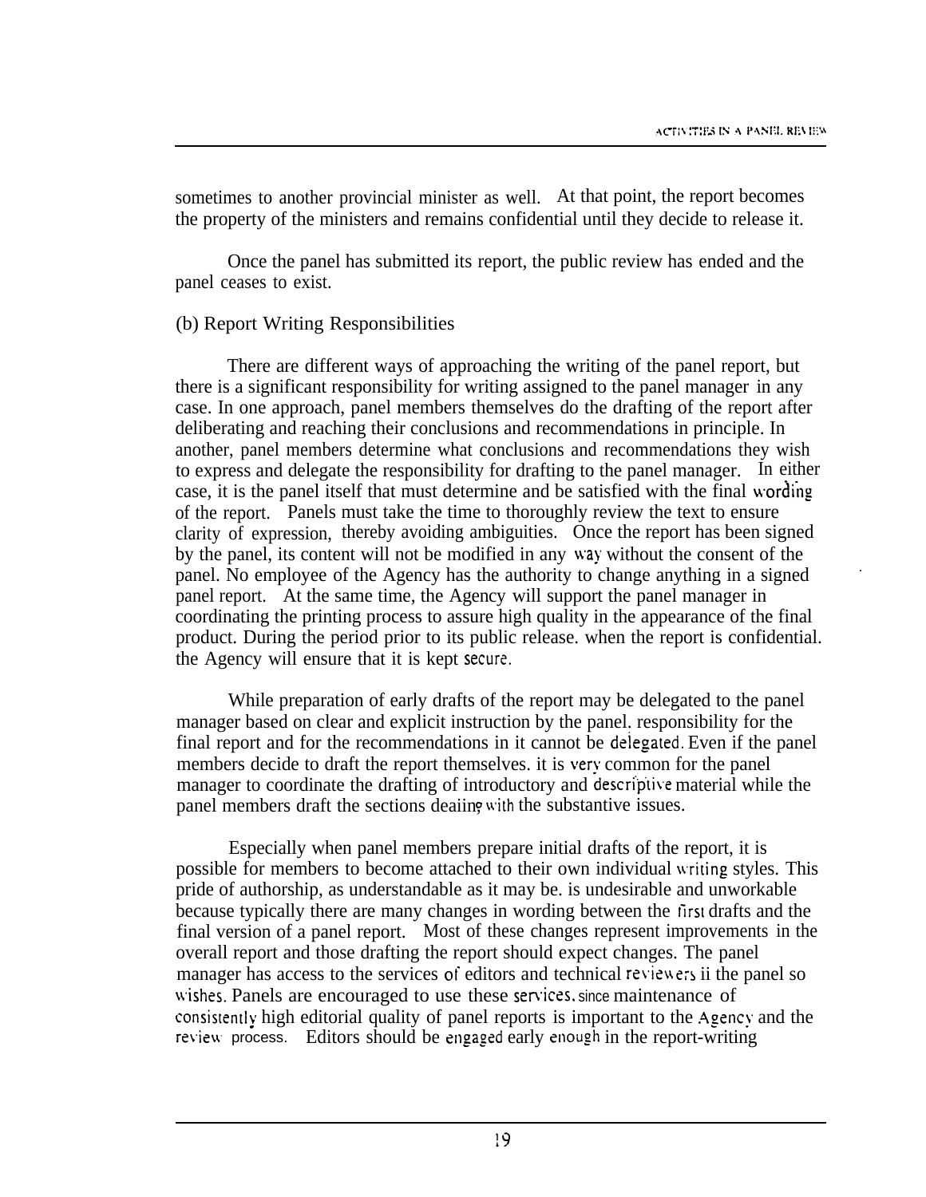sometimes to another provincial minister as well. At that point, the report becomes the property of the ministers and remains confidential until they decide to release it.

Once the panel has submitted its report, the public review has ended and the panel ceases to exist.

(b) Report Writing Responsibilities

There are different ways of approaching the writing of the panel report, but there is a significant responsibility for writing assigned to the panel manager in any case. In one approach, panel members themselves do the drafting of the report after deliberating and reaching their conclusions and recommendations in principle. In another, panel members determine what conclusions and recommendations they wish to express and delegate the responsibility for drafting to the panel manager. In either case, it is the panel itself that must determine and be satisfied with the final wording of the report. Panels must take the time to thoroughly review the text to ensure clarity of expression, thereby avoiding ambiguities. Once the report has been signed by the panel, its content will not be modified in any way without the consent of the panel. No employee of the Agency has the authority to change anything in a signed panel report. At the same time, the Agency will support the panel manager in coordinating the printing process to assure high quality in the appearance of the final product. During the period prior to its public release. when the report is confidential. the Agency will ensure that it is kept secure.

While preparation of early drafts of the report may be delegated to the panel manager based on clear and explicit instruction by the panel. responsibility for the final report and for the recommendations in it cannot be delegated. Even if the panel members decide to draft the report themselves. it is very common for the panel manager to coordinate the drafting of introductory and descriptive material while the panel members draft the sections dealing with the substantive issues.

Especially when panel members prepare initial drafts of the report, it is possible for members to become attached to their own individual writing styles. This pride of authorship, as understandable as it may be. is undesirable and unworkable because typically there are many changes in wording between the first drafts and the final version of a panel report. Most of these changes represent improvements in the overall report and those drafting the report should expect changes. The panel manager has access to the services of editors and technical reviewers ii the panel so wishes. Panels are encouraged to use these services. since maintenance of consistently high editorial quality of panel reports is important to the Agency and the review process. Editors should be engaged early enough in the report-writing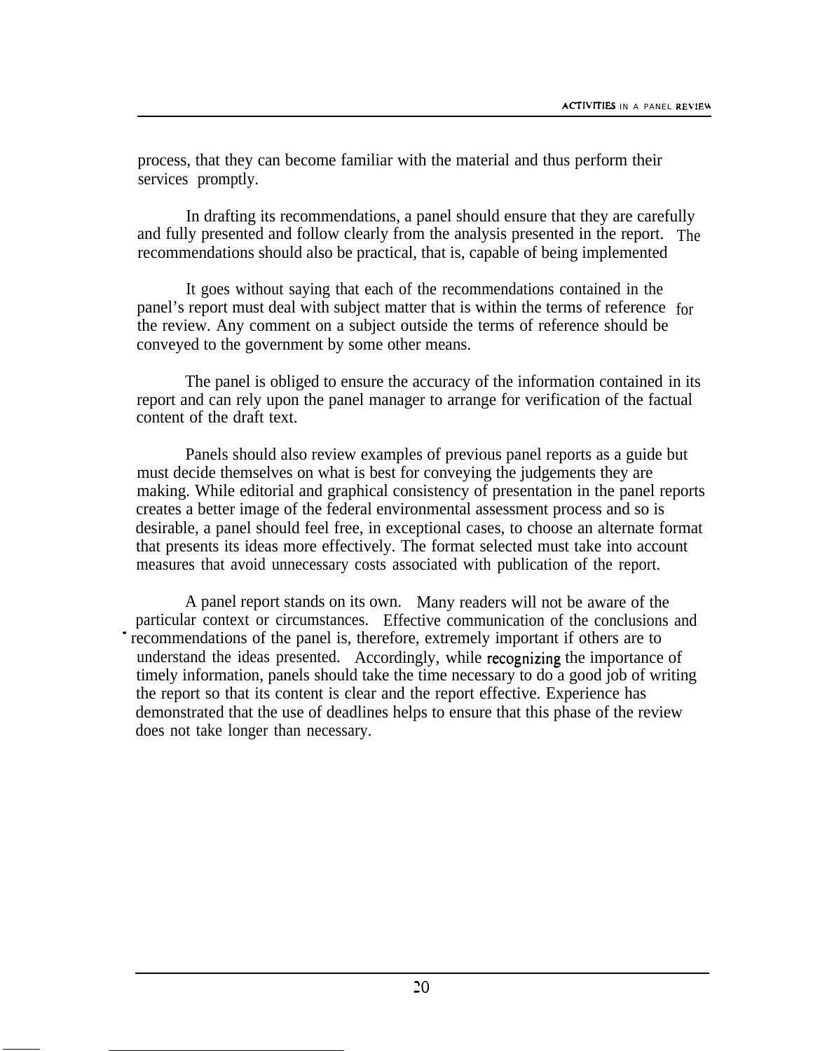process, that they can become familiar with the material and thus perform their services promptly.

In drafting its recommendations, a panel should ensure that they are carefully and fully presented and follow clearly from the analysis presented in the report. The recommendations should also be practical, that is, capable of being implemented

It goes without saying that each of the recommendations contained in the panel's report must deal with subject matter that is within the terms of reference for the review. Any comment on a subject outside the terms of reference should be conveyed to the government by some other means.

The panel is obliged to ensure the accuracy of the information contained in its report and can rely upon the panel manager to arrange for verification of the factual content of the draft text.

Panels should also review examples of previous panel reports as a guide but must decide themselves on what is best for conveying the judgements they are making. While editorial and graphical consistency of presentation in the panel reports creates a better image of the federal environmental assessment process and so is desirable, a panel should feel free, in exceptional cases, to choose an alternate format that presents its ideas more effectively. The format selected must take into account measures that avoid unnecessary costs associated with publication of the report.

A panel report stands on its own. Many readers will not be aware of the particular context or circumstances. Effective communication of the conclusions and recommendations of the panel is, therefore, extremely important if others are to understand the ideas presented. Accordingly, while recognizing the importance of timely information, panels should take the time necessary to do a good job of writing the report so that its content is clear and the report effective. Experience has demonstrated that the use of deadlines helps to ensure that this phase of the review does not take longer than necessary.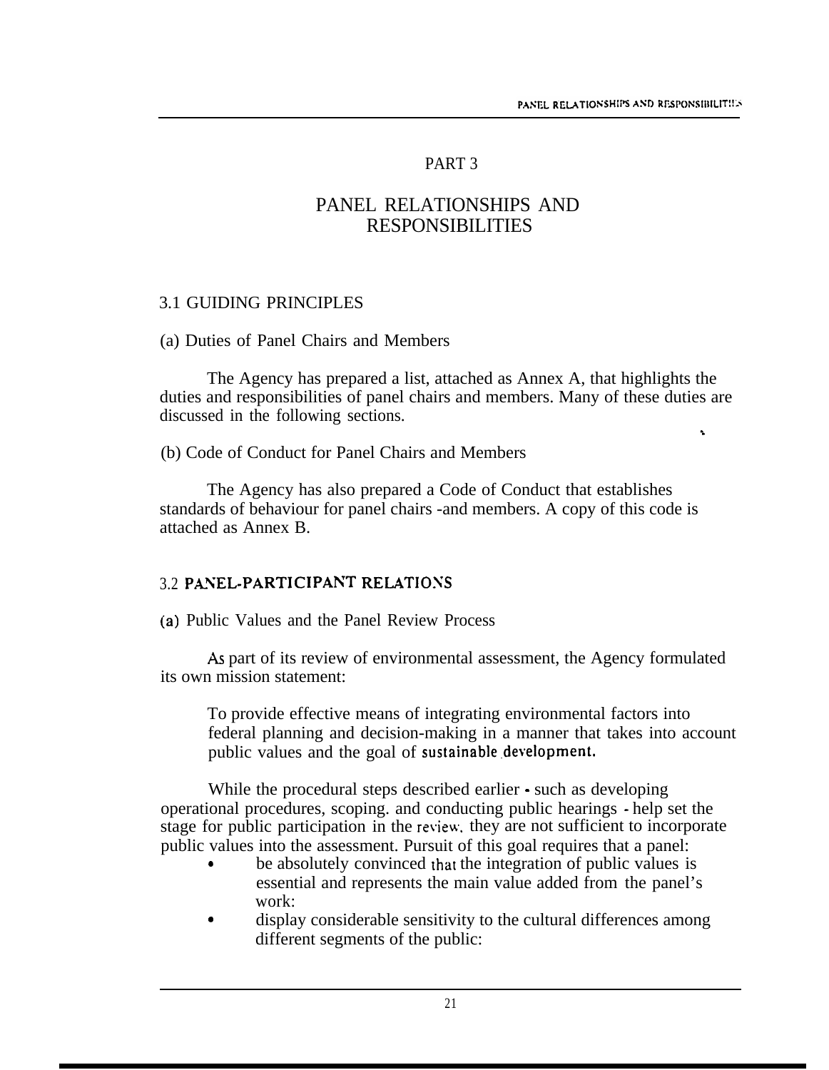# PART 3

# PANEL RELATIONSHIPS AND RESPONSIBILITIES

## 3.1 GUIDING PRINCIPLES

### (a) Duties of Panel Chairs and Members

The Agency has prepared a list, attached as Annex A, that highlights the duties and responsibilities of panel chairs and members. Many of these duties are discussed in the following sections.

### (b) Code of Conduct for Panel Chairs and Members

The Agency has also prepared a Code of Conduct that establishes standards of behaviour for panel chairs -and members. A copy of this code is attached as Annex B.

## 3.2 PANEL-PARTICIPANT RELATIONS

### (a) Public Values and the Panel Review Process

As part of its review of environmental assessment, the Agency formulated its own mission statement:

> To provide effective means of integrating environmental factors into federal planning and decision-making in a manner that takes into account public values and the goal of sustainable development.

While the procedural steps described earlier - such as developing operational procedures, scoping. and conducting public hearings - help set the stage for public participation in the review. they are not sufficient to incorporate public values into the assessment. Pursuit of this goal requires that a panel:

- be absolutely convinced that the integration of public values is essential and represents the main value added from the panel's work:
- display considerable sensitivity to the cultural differences among different segments of the public: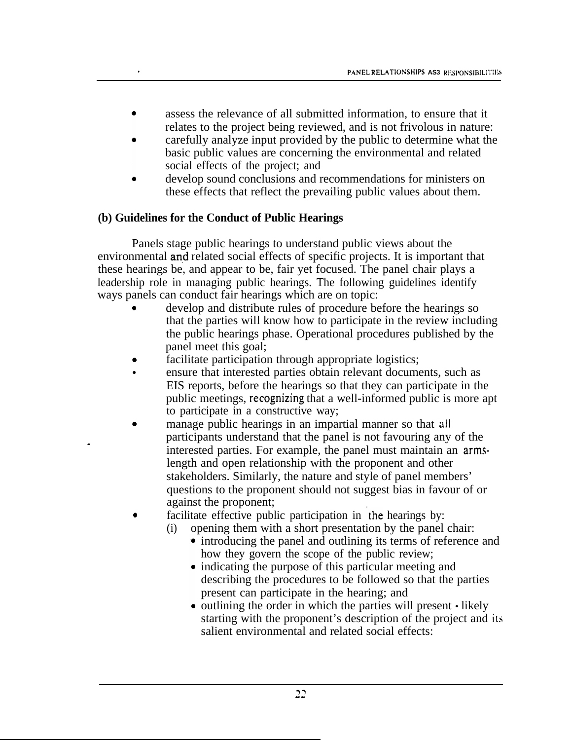- assess the relevance of all submitted information, to ensure that it relates to the project being reviewed, and is not frivolous in nature:
- carefully analyze input provided by the public to determine what the basic public values are concerning the environmental and related social effects of the project; and
- develop sound conclusions and recommendations for ministers on these effects that reflect the prevailing public values about them.

**(b) Guidelines for the Conduct of Public Hearings**

Panels stage public hearings to understand public views about the environmental and related social effects of specific projects. It is important that these hearings be, and appear to be, fair yet focused. The panel chair plays a leadership role in managing public hearings. The following guidelines identify ways panels can conduct fair hearings which are on topic:

- develop and distribute rules of procedure before the hearings so that the parties will know how to participate in the review including the public hearings phase. Operational procedures published by the panel meet this goal;
- facilitate participation through appropriate logistics;
- ensure that interested parties obtain relevant documents, such as EIS reports, before the hearings so that they can participate in the public meetings, recognizing that a well-informed public is more apt to participate in a constructive way;
- manage public hearings in an impartial manner so that all participants understand that the panel is not favouring any of the interested parties. For example, the panel must maintain an arms-length and open relationship with the proponent and other stakeholders. Similarly, the nature and style of panel members' questions to the proponent should not suggest bias in favour of or against the proponent;
- facilitate effective public participation in the hearings by:
  - (i) opening them with a short presentation by the panel chair:
    - introducing the panel and outlining its terms of reference and how they govern the scope of the public review;
    - indicating the purpose of this particular meeting and describing the procedures to be followed so that the parties present can participate in the hearing; and
    - outlining the order in which the parties will present - likely starting with the proponent's description of the project and its salient environmental and related social effects: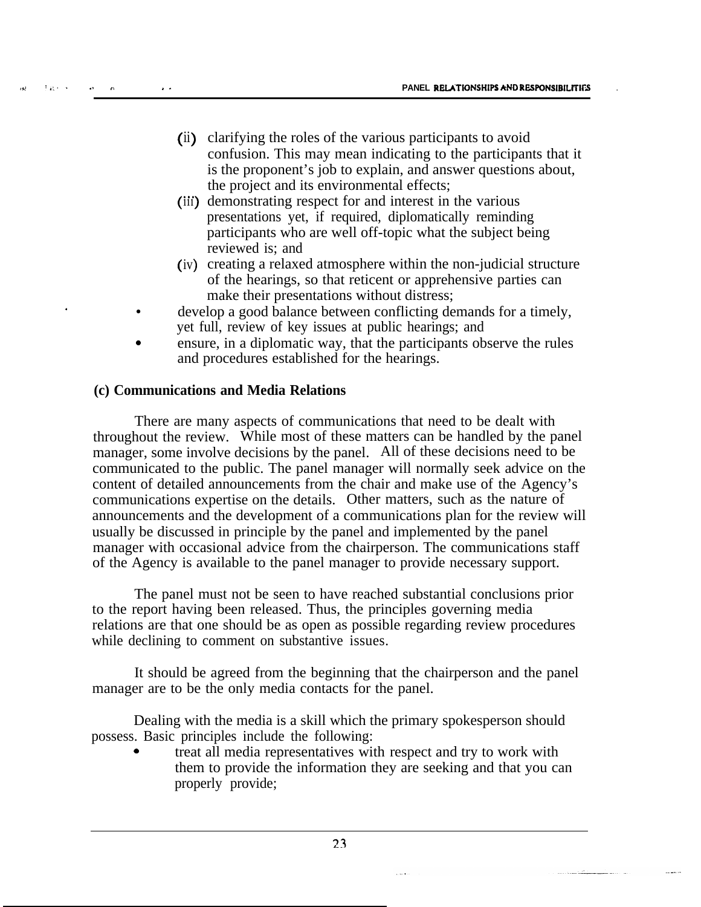(ii) clarifying the roles of the various participants to avoid confusion. This may mean indicating to the participants that it is the proponent's job to explain, and answer questions about, the project and its environmental effects;

(iii) demonstrating respect for and interest in the various presentations yet, if required, diplomatically reminding participants who are well off-topic what the subject being reviewed is; and

(iv) creating a relaxed atmosphere within the non-judicial structure of the hearings, so that reticent or apprehensive parties can make their presentations without distress;

- develop a good balance between conflicting demands for a timely, yet full, review of key issues at public hearings; and
- ensure, in a diplomatic way, that the participants observe the rules and procedures established for the hearings.

**(c) Communications and Media Relations**

There are many aspects of communications that need to be dealt with throughout the review. While most of these matters can be handled by the panel manager, some involve decisions by the panel. All of these decisions need to be communicated to the public. The panel manager will normally seek advice on the content of detailed announcements from the chair and make use of the Agency's communications expertise on the details. Other matters, such as the nature of announcements and the development of a communications plan for the review will usually be discussed in principle by the panel and implemented by the panel manager with occasional advice from the chairperson. The communications staff of the Agency is available to the panel manager to provide necessary support.

The panel must not be seen to have reached substantial conclusions prior to the report having been released. Thus, the principles governing media relations are that one should be as open as possible regarding review procedures while declining to comment on substantive issues.

It should be agreed from the beginning that the chairperson and the panel manager are to be the only media contacts for the panel.

Dealing with the media is a skill which the primary spokesperson should possess. Basic principles include the following:

- treat all media representatives with respect and try to work with them to provide the information they are seeking and that you can properly provide;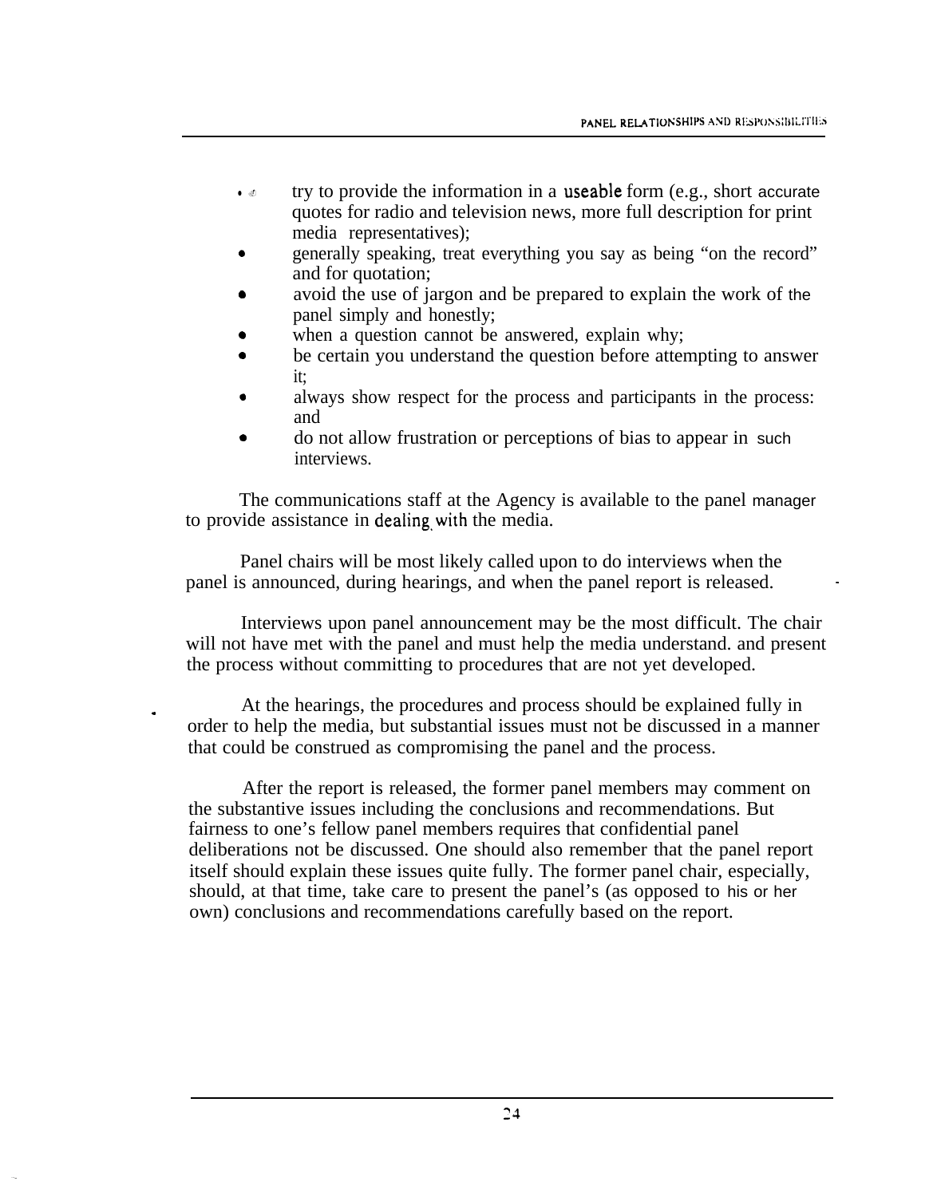- try to provide the information in a useable form (e.g., short accurate quotes for radio and television news, more full description for print media representatives);
- generally speaking, treat everything you say as being "on the record" and for quotation;
- avoid the use of jargon and be prepared to explain the work of the panel simply and honestly;
- when a question cannot be answered, explain why;
- be certain you understand the question before attempting to answer it;
- always show respect for the process and participants in the process: and
- do not allow frustration or perceptions of bias to appear in such interviews.

The communications staff at the Agency is available to the panel manager to provide assistance in dealing with the media.

Panel chairs will be most likely called upon to do interviews when the panel is announced, during hearings, and when the panel report is released.

Interviews upon panel announcement may be the most difficult. The chair will not have met with the panel and must help the media understand. and present the process without committing to procedures that are not yet developed.

At the hearings, the procedures and process should be explained fully in order to help the media, but substantial issues must not be discussed in a manner that could be construed as compromising the panel and the process.

After the report is released, the former panel members may comment on the substantive issues including the conclusions and recommendations. But fairness to one's fellow panel members requires that confidential panel deliberations not be discussed. One should also remember that the panel report itself should explain these issues quite fully. The former panel chair, especially, should, at that time, take care to present the panel's (as opposed to his or her own) conclusions and recommendations carefully based on the report.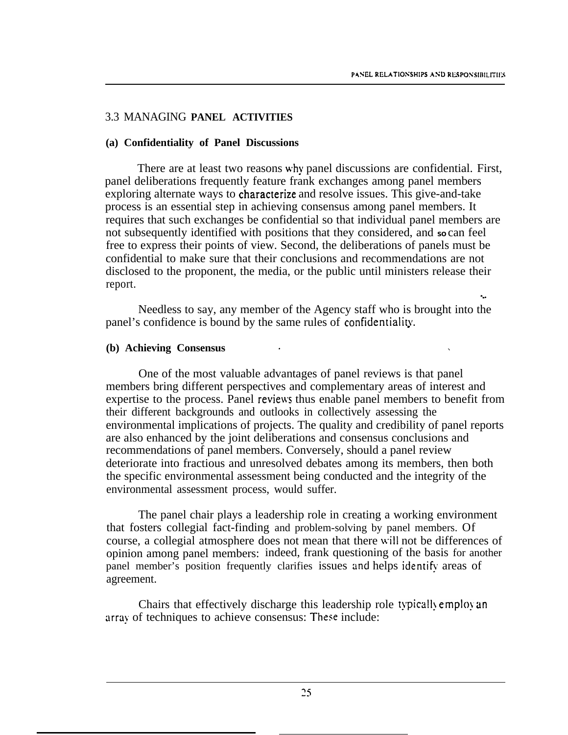## 3.3 MANAGING PANEL ACTIVITIES

### (a) Confidentiality of Panel Discussions

There are at least two reasons why panel discussions are confidential. First, panel deliberations frequently feature frank exchanges among panel members exploring alternate ways to characterize and resolve issues. This give-and-take process is an essential step in achieving consensus among panel members. It requires that such exchanges be confidential so that individual panel members are not subsequently identified with positions that they considered, and so can feel free to express their points of view. Second, the deliberations of panels must be confidential to make sure that their conclusions and recommendations are not disclosed to the proponent, the media, or the public until ministers release their report.

Needless to say, any member of the Agency staff who is brought into the panel's confidence is bound by the same rules of confidentiality.

### (b) Achieving Consensus

One of the most valuable advantages of panel reviews is that panel members bring different perspectives and complementary areas of interest and expertise to the process. Panel reviews thus enable panel members to benefit from their different backgrounds and outlooks in collectively assessing the environmental implications of projects. The quality and credibility of panel reports are also enhanced by the joint deliberations and consensus conclusions and recommendations of panel members. Conversely, should a panel review deteriorate into fractious and unresolved debates among its members, then both the specific environmental assessment being conducted and the integrity of the environmental assessment process, would suffer.

The panel chair plays a leadership role in creating a working environment that fosters collegial fact-finding and problem-solving by panel members. Of course, a collegial atmosphere does not mean that there will not be differences of opinion among panel members: indeed, frank questioning of the basis for another panel member's position frequently clarifies issues and helps identify areas of agreement.

Chairs that effectively discharge this leadership role typically employ an array of techniques to achieve consensus: These include: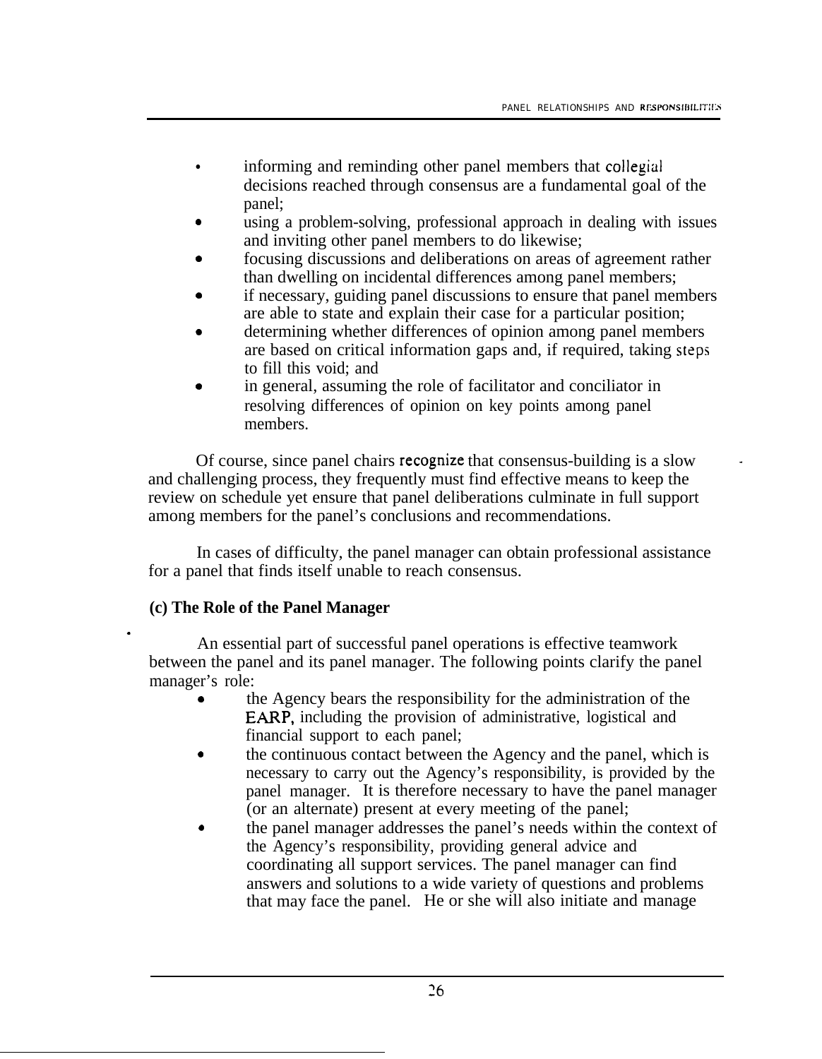- informing and reminding other panel members that collegial decisions reached through consensus are a fundamental goal of the panel;
- using a problem-solving, professional approach in dealing with issues and inviting other panel members to do likewise;
- focusing discussions and deliberations on areas of agreement rather than dwelling on incidental differences among panel members;
- if necessary, guiding panel discussions to ensure that panel members are able to state and explain their case for a particular position;
- determining whether differences of opinion among panel members are based on critical information gaps and, if required, taking steps to fill this void; and
- in general, assuming the role of facilitator and conciliator in resolving differences of opinion on key points among panel members.

Of course, since panel chairs recognize that consensus-building is a slow and challenging process, they frequently must find effective means to keep the review on schedule yet ensure that panel deliberations culminate in full support among members for the panel's conclusions and recommendations.

In cases of difficulty, the panel manager can obtain professional assistance for a panel that finds itself unable to reach consensus.

**(c) The Role of the Panel Manager**

An essential part of successful panel operations is effective teamwork between the panel and its panel manager. The following points clarify the panel manager's role:

- the Agency bears the responsibility for the administration of the EARP, including the provision of administrative, logistical and financial support to each panel;
- the continuous contact between the Agency and the panel, which is necessary to carry out the Agency's responsibility, is provided by the panel manager. It is therefore necessary to have the panel manager (or an alternate) present at every meeting of the panel;
- the panel manager addresses the panel's needs within the context of the Agency's responsibility, providing general advice and coordinating all support services. The panel manager can find answers and solutions to a wide variety of questions and problems that may face the panel. He or she will also initiate and manage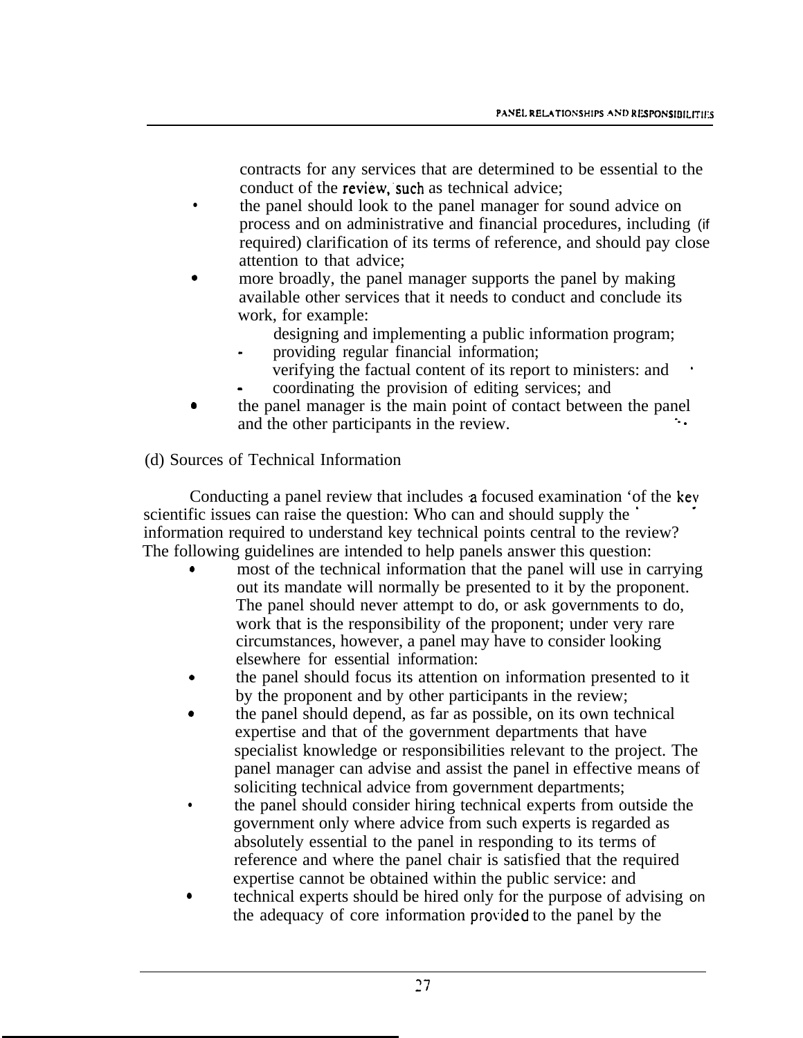contracts for any services that are determined to be essential to the conduct of the review, such as technical advice;

- the panel should look to the panel manager for sound advice on process and on administrative and financial procedures, including (if required) clarification of its terms of reference, and should pay close attention to that advice;
- more broadly, the panel manager supports the panel by making available other services that it needs to conduct and conclude its work, for example:
  - designing and implementing a public information program;
  - providing regular financial information;
  - verifying the factual content of its report to ministers: and
  - coordinating the provision of editing services; and
- the panel manager is the main point of contact between the panel and the other participants in the review.

(d) Sources of Technical Information

Conducting a panel review that includes a focused examination of the key scientific issues can raise the question: Who can and should supply the information required to understand key technical points central to the review? The following guidelines are intended to help panels answer this question:

- most of the technical information that the panel will use in carrying out its mandate will normally be presented to it by the proponent. The panel should never attempt to do, or ask governments to do, work that is the responsibility of the proponent; under very rare circumstances, however, a panel may have to consider looking elsewhere for essential information:
- the panel should focus its attention on information presented to it by the proponent and by other participants in the review;
- the panel should depend, as far as possible, on its own technical expertise and that of the government departments that have specialist knowledge or responsibilities relevant to the project. The panel manager can advise and assist the panel in effective means of soliciting technical advice from government departments;
- the panel should consider hiring technical experts from outside the government only where advice from such experts is regarded as absolutely essential to the panel in responding to its terms of reference and where the panel chair is satisfied that the required expertise cannot be obtained within the public service: and
- technical experts should be hired only for the purpose of advising on the adequacy of core information provided to the panel by the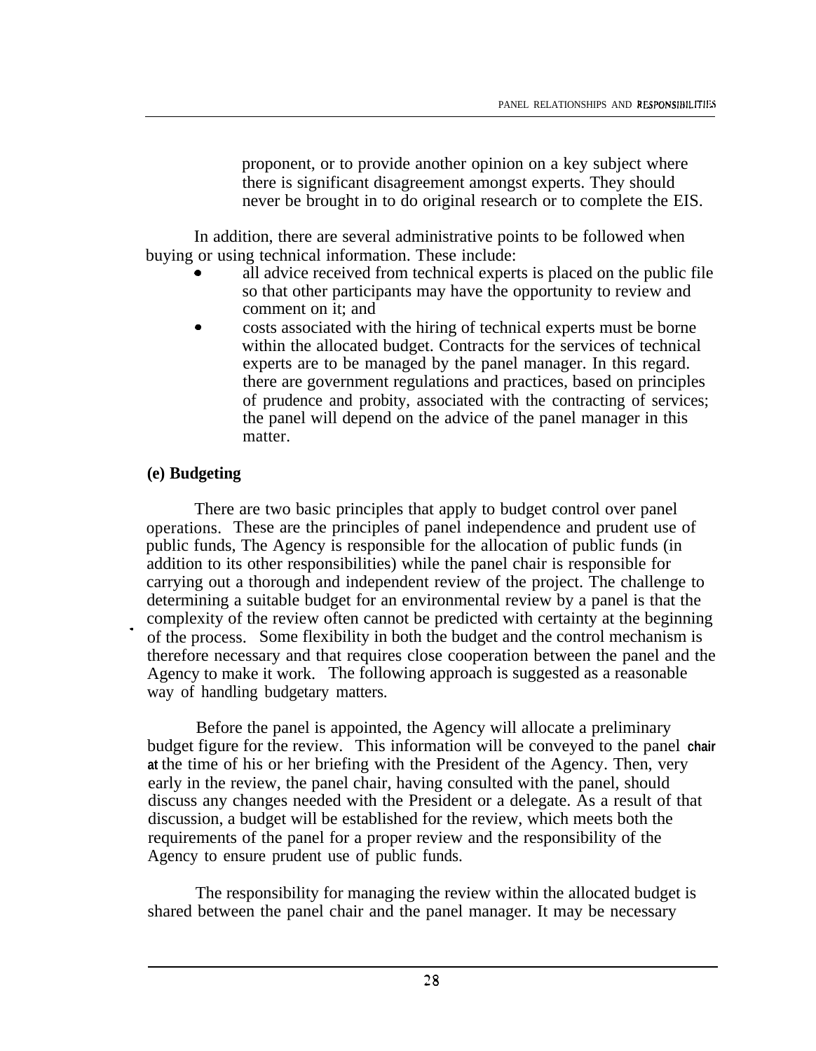proponent, or to provide another opinion on a key subject where there is significant disagreement amongst experts. They should never be brought in to do original research or to complete the EIS.

In addition, there are several administrative points to be followed when buying or using technical information. These include:

- all advice received from technical experts is placed on the public file so that other participants may have the opportunity to review and comment on it; and
- costs associated with the hiring of technical experts must be borne within the allocated budget. Contracts for the services of technical experts are to be managed by the panel manager. In this regard. there are government regulations and practices, based on principles of prudence and probity, associated with the contracting of services; the panel will depend on the advice of the panel manager in this matter.

### (e) Budgeting

There are two basic principles that apply to budget control over panel operations. These are the principles of panel independence and prudent use of public funds, The Agency is responsible for the allocation of public funds (in addition to its other responsibilities) while the panel chair is responsible for carrying out a thorough and independent review of the project. The challenge to determining a suitable budget for an environmental review by a panel is that the complexity of the review often cannot be predicted with certainty at the beginning of the process. Some flexibility in both the budget and the control mechanism is therefore necessary and that requires close cooperation between the panel and the Agency to make it work. The following approach is suggested as a reasonable way of handling budgetary matters.

Before the panel is appointed, the Agency will allocate a preliminary budget figure for the review. This information will be conveyed to the panel chair at the time of his or her briefing with the President of the Agency. Then, very early in the review, the panel chair, having consulted with the panel, should discuss any changes needed with the President or a delegate. As a result of that discussion, a budget will be established for the review, which meets both the requirements of the panel for a proper review and the responsibility of the Agency to ensure prudent use of public funds.

The responsibility for managing the review within the allocated budget is shared between the panel chair and the panel manager. It may be necessary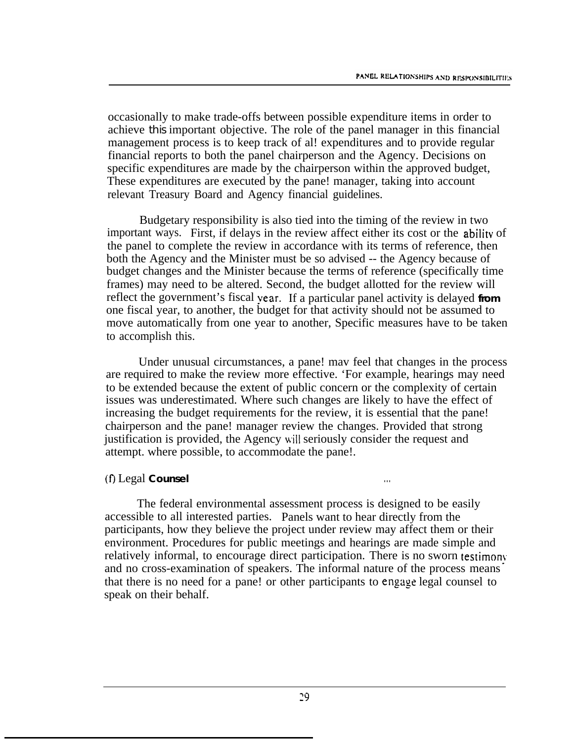occasionally to make trade-offs between possible expenditure items in order to achieve this important objective. The role of the panel manager in this financial management process is to keep track of al! expenditures and to provide regular financial reports to both the panel chairperson and the Agency. Decisions on specific expenditures are made by the chairperson within the approved budget, These expenditures are executed by the pane! manager, taking into account relevant Treasury Board and Agency financial guidelines.

Budgetary responsibility is also tied into the timing of the review in two important ways. First, if delays in the review affect either its cost or the ability of the panel to complete the review in accordance with its terms of reference, then both the Agency and the Minister must be so advised -- the Agency because of budget changes and the Minister because the terms of reference (specifically time frames) may need to be altered. Second, the budget allotted for the review will reflect the government's fiscal year. If a particular panel activity is delayed **from** one fiscal year, to another, the budget for that activity should not be assumed to move automatically from one year to another, Specific measures have to be taken to accomplish this.

Under unusual circumstances, a pane! mav feel that changes in the process are required to make the review more effective. 'For example, hearings may need to be extended because the extent of public concern or the complexity of certain issues was underestimated. Where such changes are likely to have the effect of increasing the budget requirements for the review, it is essential that the pane! chairperson and the pane! manager review the changes. Provided that strong justification is provided, the Agency will seriously consider the request and attempt. where possible, to accommodate the pane!.

### (f) Legal **Counsel**

The federal environmental assessment process is designed to be easily accessible to all interested parties. Panels want to hear directly from the participants, how they believe the project under review may affect them or their environment. Procedures for public meetings and hearings are made simple and relatively informal, to encourage direct participation. There is no sworn testimony and no cross-examination of speakers. The informal nature of the process means that there is no need for a pane! or other participants to engage legal counsel to speak on their behalf.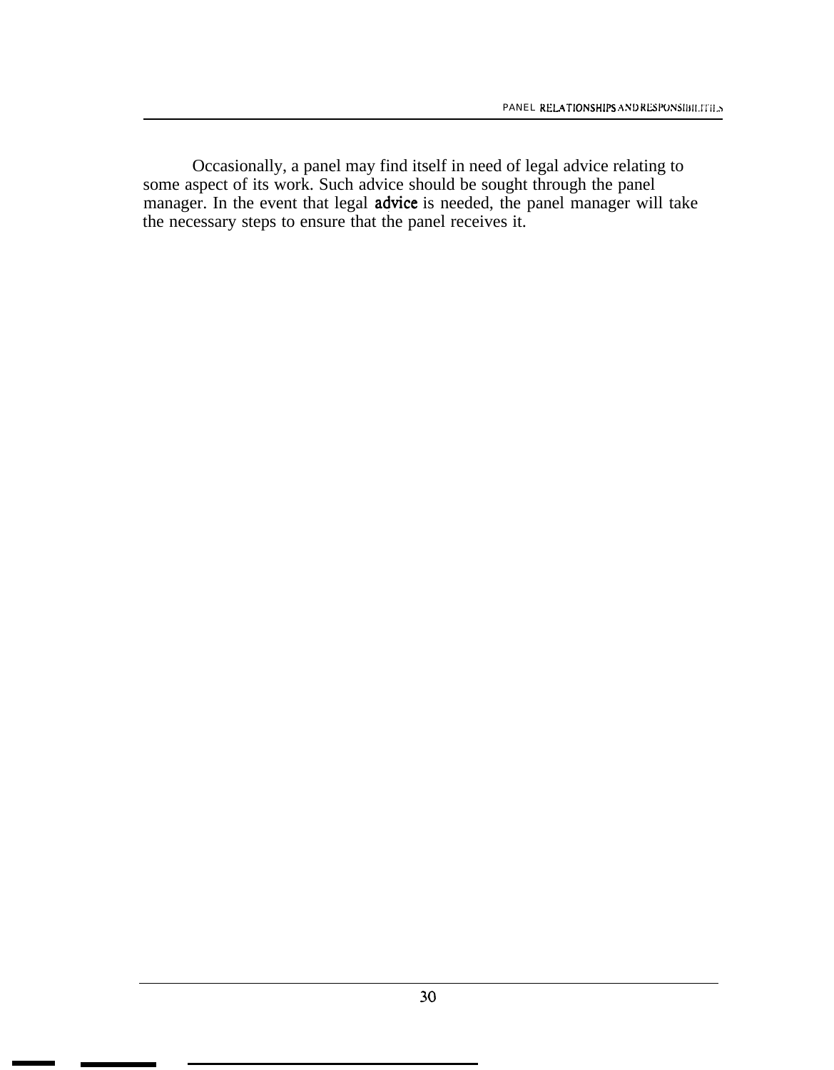Occasionally, a panel may find itself in need of legal advice relating to some aspect of its work. Such advice should be sought through the panel manager. In the event that legal advice is needed, the panel manager will take the necessary steps to ensure that the panel receives it.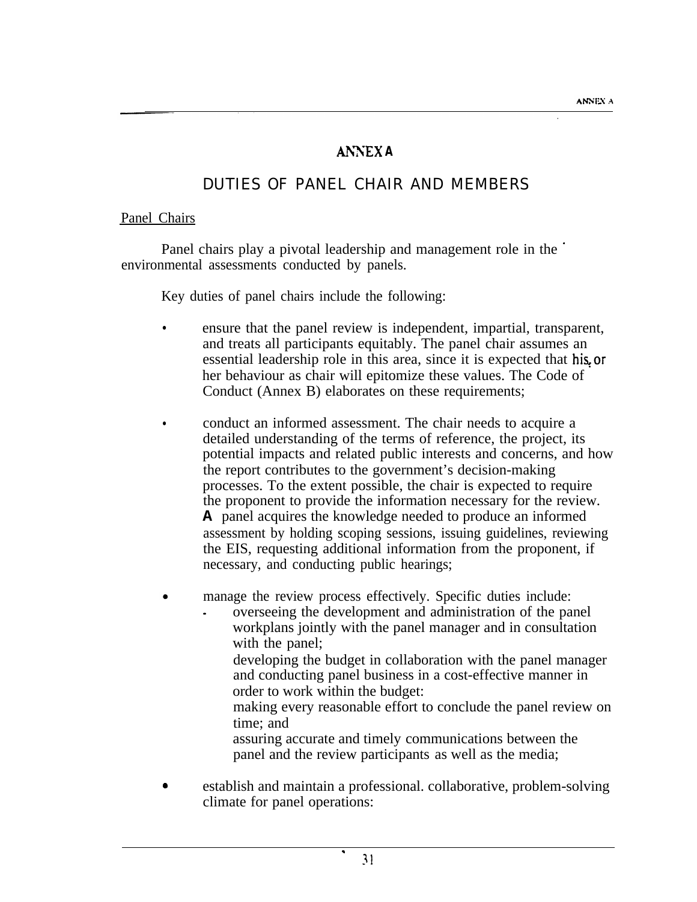# ANNEX A

## DUTIES OF PANEL CHAIR AND MEMBERS

### Panel Chairs

Panel chairs play a pivotal leadership and management role in the environmental assessments conducted by panels.

Key duties of panel chairs include the following:

- ensure that the panel review is independent, impartial, transparent, and treats all participants equitably. The panel chair assumes an essential leadership role in this area, since it is expected that his or her behaviour as chair will epitomize these values. The Code of Conduct (Annex B) elaborates on these requirements;

- conduct an informed assessment. The chair needs to acquire a detailed understanding of the terms of reference, the project, its potential impacts and related public interests and concerns, and how the report contributes to the government's decision-making processes. To the extent possible, the chair is expected to require the proponent to provide the information necessary for the review. A panel acquires the knowledge needed to produce an informed assessment by holding scoping sessions, issuing guidelines, reviewing the EIS, requesting additional information from the proponent, if necessary, and conducting public hearings;

- manage the review process effectively. Specific duties include:
  - overseeing the development and administration of the panel workplans jointly with the panel manager and in consultation with the panel;
  - developing the budget in collaboration with the panel manager and conducting panel business in a cost-effective manner in order to work within the budget:
  - making every reasonable effort to conclude the panel review on time; and
  - assuring accurate and timely communications between the panel and the review participants as well as the media;

- establish and maintain a professional. collaborative, problem-solving climate for panel operations: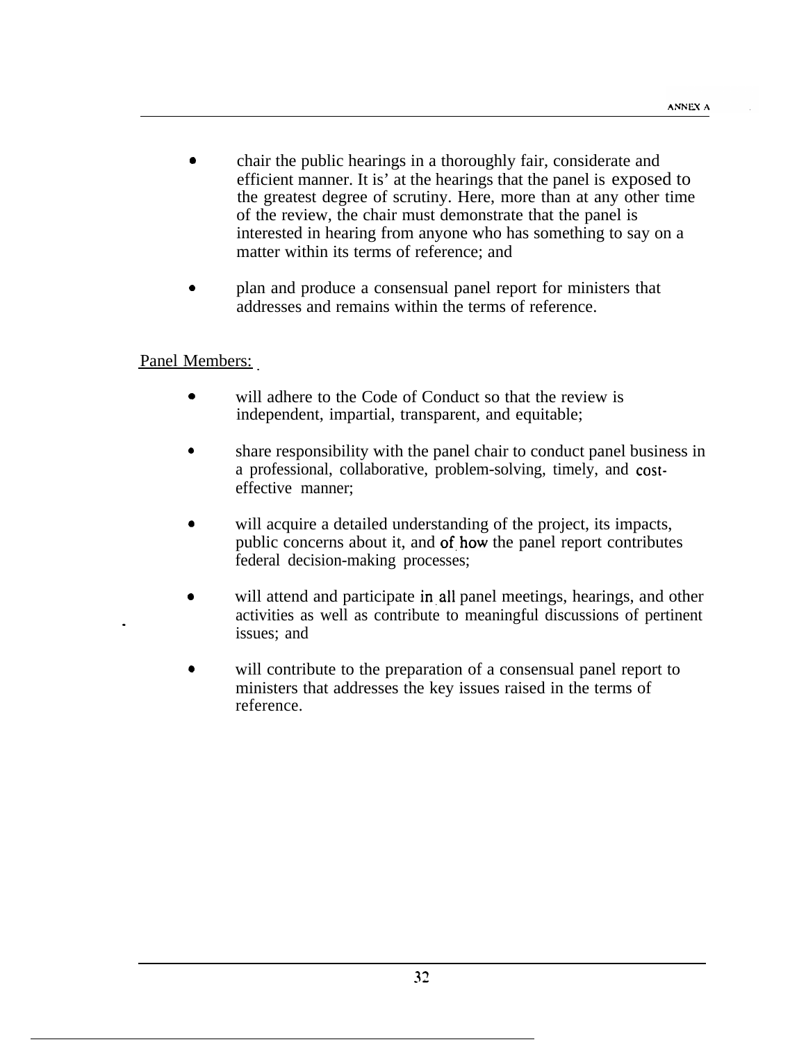- chair the public hearings in a thoroughly fair, considerate and efficient manner. It is' at the hearings that the panel is exposed to the greatest degree of scrutiny. Here, more than at any other time of the review, the chair must demonstrate that the panel is interested in hearing from anyone who has something to say on a matter within its terms of reference; and

- plan and produce a consensual panel report for ministers that addresses and remains within the terms of reference.

Panel Members:

- will adhere to the Code of Conduct so that the review is independent, impartial, transparent, and equitable;

- share responsibility with the panel chair to conduct panel business in a professional, collaborative, problem-solving, timely, and cost-effective manner;

- will acquire a detailed understanding of the project, its impacts, public concerns about it, and of how the panel report contributes federal decision-making processes;

- will attend and participate in all panel meetings, hearings, and other activities as well as contribute to meaningful discussions of pertinent issues; and

- will contribute to the preparation of a consensual panel report to ministers that addresses the key issues raised in the terms of reference.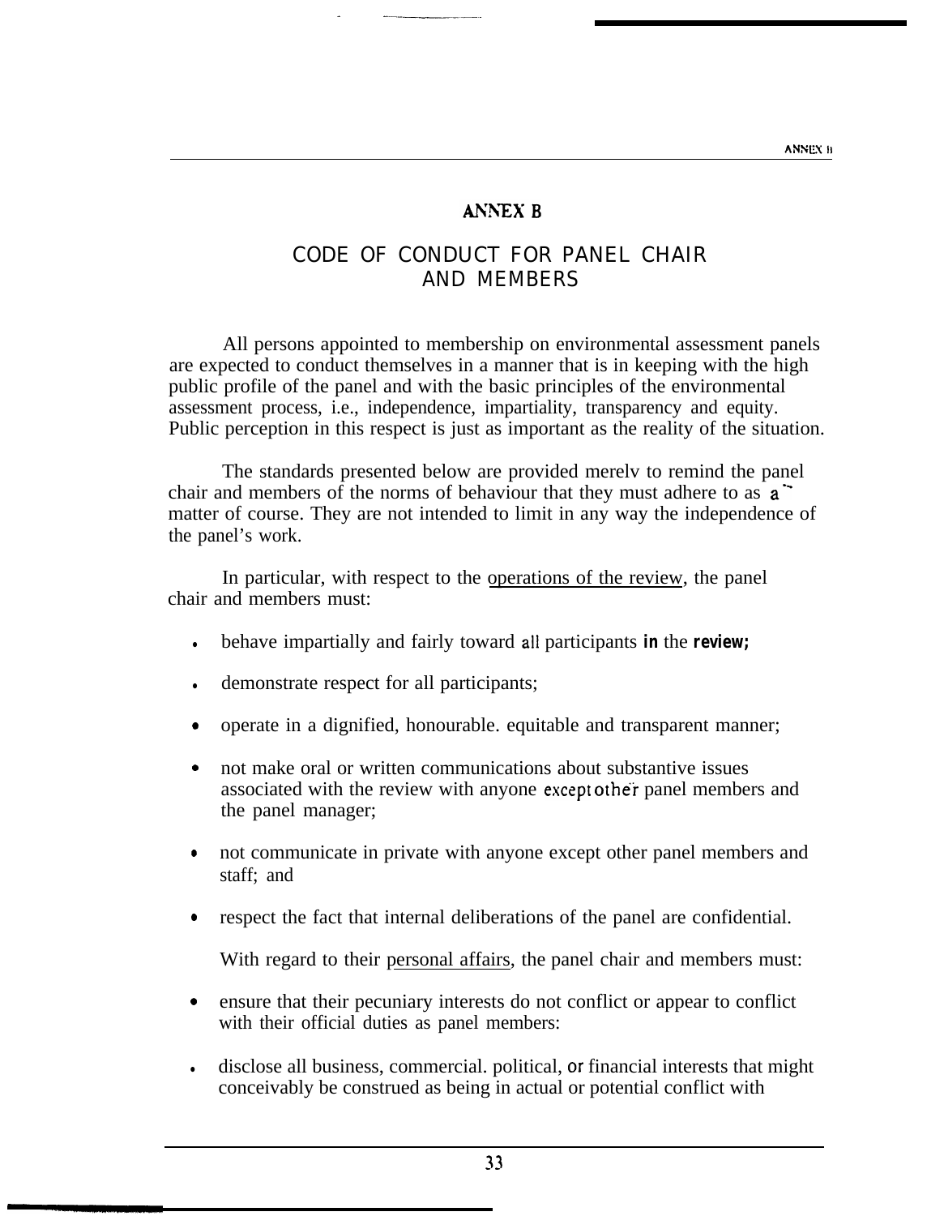# ANNEX B

## CODE OF CONDUCT FOR PANEL CHAIR AND MEMBERS

All persons appointed to membership on environmental assessment panels are expected to conduct themselves in a manner that is in keeping with the high public profile of the panel and with the basic principles of the environmental assessment process, i.e., independence, impartiality, transparency and equity. Public perception in this respect is just as important as the reality of the situation.

The standards presented below are provided merelv to remind the panel chair and members of the norms of behaviour that they must adhere to as a matter of course. They are not intended to limit in any way the independence of the panel's work.

In particular, with respect to the operations of the review, the panel chair and members must:

- behave impartially and fairly toward all participants in the review;
- demonstrate respect for all participants;
- operate in a dignified, honourable. equitable and transparent manner;
- not make oral or written communications about substantive issues associated with the review with anyone except other panel members and the panel manager;
- not communicate in private with anyone except other panel members and staff; and
- respect the fact that internal deliberations of the panel are confidential.

With regard to their personal affairs, the panel chair and members must:

- ensure that their pecuniary interests do not conflict or appear to conflict with their official duties as panel members:
- disclose all business, commercial. political, or financial interests that might conceivably be construed as being in actual or potential conflict with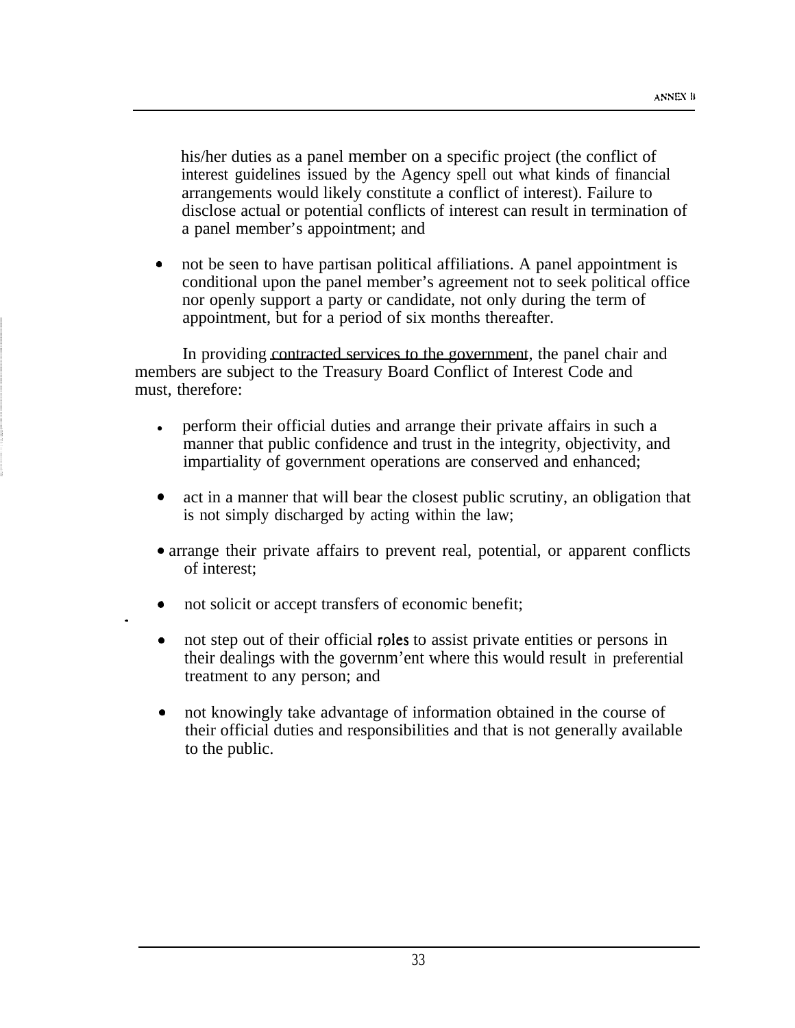his/her duties as a panel member on a specific project (the conflict of interest guidelines issued by the Agency spell out what kinds of financial arrangements would likely constitute a conflict of interest). Failure to disclose actual or potential conflicts of interest can result in termination of a panel member's appointment; and

- not be seen to have partisan political affiliations. A panel appointment is conditional upon the panel member's agreement not to seek political office nor openly support a party or candidate, not only during the term of appointment, but for a period of six months thereafter.

In providing contracted services to the government, the panel chair and members are subject to the Treasury Board Conflict of Interest Code and must, therefore:

- perform their official duties and arrange their private affairs in such a manner that public confidence and trust in the integrity, objectivity, and impartiality of government operations are conserved and enhanced;
- act in a manner that will bear the closest public scrutiny, an obligation that is not simply discharged by acting within the law;
- arrange their private affairs to prevent real, potential, or apparent conflicts of interest;
- not solicit or accept transfers of economic benefit;
- not step out of their official roles to assist private entities or persons in their dealings with the government where this would result in preferential treatment to any person; and
- not knowingly take advantage of information obtained in the course of their official duties and responsibilities and that is not generally available to the public.